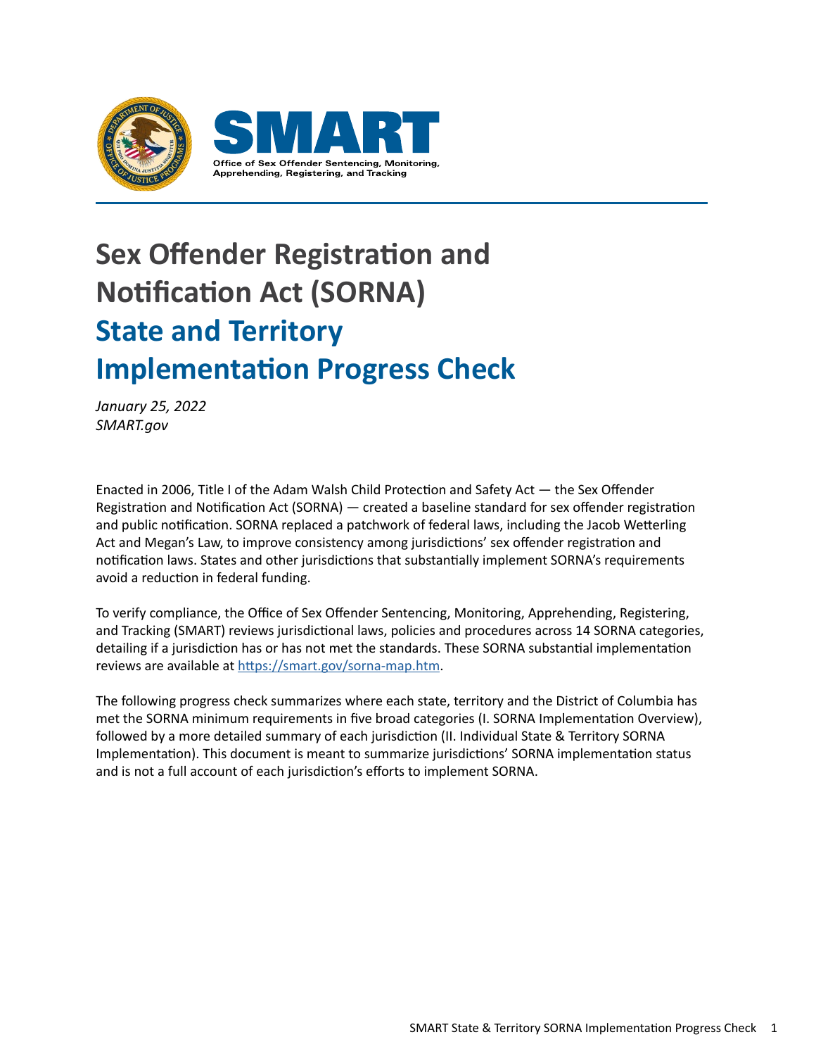SMART

Office of Sex Offender Sentencing, Monitoring, Apprehending, Registering, and Tracking

# Sex Offender Registration and Notification Act (SORNA)

# State and Territory Implementation Progress Check

*January 25, 2022*
*SMART.gov*

Enacted in 2006, Title I of the Adam Walsh Child Protection and Safety Act — the Sex Offender Registration and Notification Act (SORNA) — created a baseline standard for sex offender registration and public notification. SORNA replaced a patchwork of federal laws, including the Jacob Wetterling Act and Megan's Law, to improve consistency among jurisdictions' sex offender registration and notification laws. States and other jurisdictions that substantially implement SORNA's requirements avoid a reduction in federal funding.

To verify compliance, the Office of Sex Offender Sentencing, Monitoring, Apprehending, Registering, and Tracking (SMART) reviews jurisdictional laws, policies and procedures across 14 SORNA categories, detailing if a jurisdiction has or has not met the standards. These SORNA substantial implementation reviews are available at [https://smart.gov/sorna-map.htm](https://smart.gov/sorna-map.htm).

The following progress check summarizes where each state, territory and the District of Columbia has met the SORNA minimum requirements in five broad categories (I. SORNA Implementation Overview), followed by a more detailed summary of each jurisdiction (II. Individual State & Territory SORNA Implementation). This document is meant to summarize jurisdictions' SORNA implementation status and is not a full account of each jurisdiction's efforts to implement SORNA.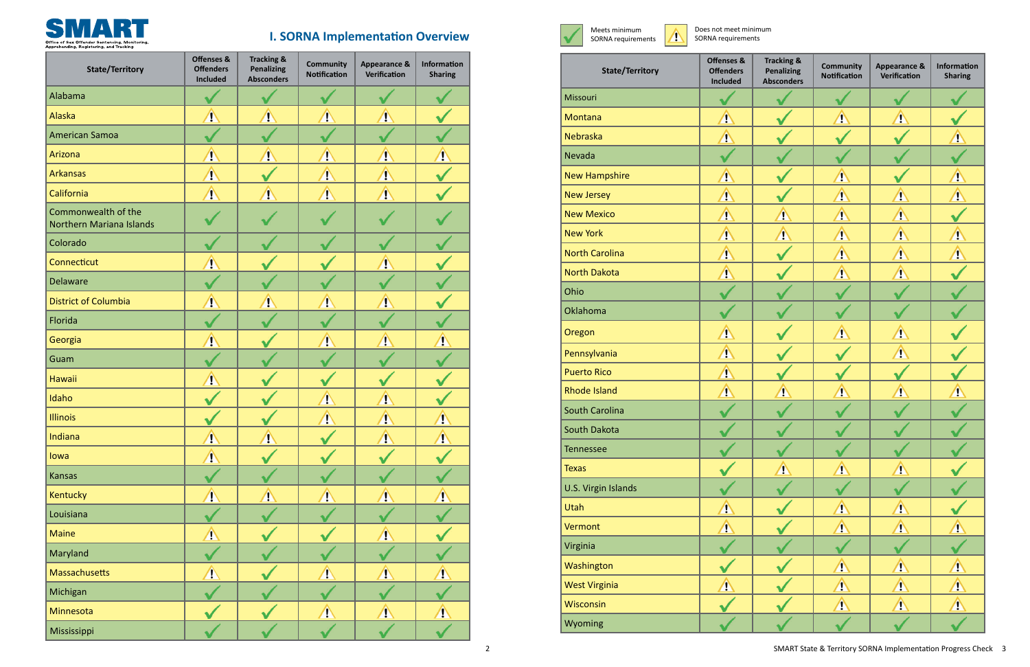# SMART

Office of Sex Offender Sentencing, Monitoring, Apprehending, Registering, and Tracking

## I. SORNA Implementation Overview

✓ Meets minimum SORNA requirements

⚠ Does not meet minimum SORNA requirements

| State/Territory | Offenses & Offenders Included | Tracking & Penalizing Absconders | Community Notification | Appearance & Verification | Information Sharing |
|---|---|---|---|---|---|
| Alabama | ✓ | ✓ | ✓ | ✓ | ✓ |
| Alaska | ⚠ | ⚠ | ⚠ | ⚠ | ✓ |
| American Samoa | ✓ | ✓ | ✓ | ✓ | ✓ |
| Arizona | ⚠ | ⚠ | ⚠ | ⚠ | ⚠ |
| Arkansas | ⚠ | ✓ | ⚠ | ⚠ | ✓ |
| California | ⚠ | ⚠ | ⚠ | ⚠ | ✓ |
| Commonwealth of the Northern Mariana Islands | ✓ | ✓ | ✓ | ✓ | ✓ |
| Colorado | ✓ | ✓ | ✓ | ✓ | ✓ |
| Connecticut | ⚠ | ✓ | ✓ | ⚠ | ✓ |
| Delaware | ✓ | ✓ | ✓ | ✓ | ✓ |
| District of Columbia | ⚠ | ⚠ | ⚠ | ⚠ | ✓ |
| Florida | ✓ | ✓ | ✓ | ✓ | ✓ |
| Georgia | ⚠ | ✓ | ⚠ | ⚠ | ⚠ |
| Guam | ✓ | ✓ | ✓ | ✓ | ✓ |
| Hawaii | ⚠ | ✓ | ✓ | ✓ | ✓ |
| Idaho | ✓ | ✓ | ⚠ | ⚠ | ✓ |
| Illinois | ✓ | ✓ | ⚠ | ⚠ | ⚠ |
| Indiana | ⚠ | ⚠ | ✓ | ⚠ | ⚠ |
| Iowa | ⚠ | ✓ | ✓ | ✓ | ✓ |
| Kansas | ✓ | ✓ | ✓ | ✓ | ✓ |
| Kentucky | ⚠ | ⚠ | ⚠ | ⚠ | ⚠ |
| Louisiana | ✓ | ✓ | ✓ | ✓ | ✓ |
| Maine | ⚠ | ✓ | ✓ | ⚠ | ✓ |
| Maryland | ✓ | ✓ | ✓ | ✓ | ✓ |
| Massachusetts | ⚠ | ✓ | ⚠ | ⚠ | ⚠ |
| Michigan | ✓ | ✓ | ✓ | ✓ | ✓ |
| Minnesota | ✓ | ✓ | ⚠ | ⚠ | ⚠ |
| Mississippi | ✓ | ✓ | ✓ | ✓ | ✓ |
| Missouri | ✓ | ✓ | ✓ | ✓ | ✓ |
| Montana | ⚠ | ✓ | ⚠ | ⚠ | ✓ |
| Nebraska | ⚠ | ✓ | ✓ | ✓ | ⚠ |
| Nevada | ✓ | ✓ | ✓ | ✓ | ✓ |
| New Hampshire | ⚠ | ✓ | ⚠ | ✓ | ⚠ |
| New Jersey | ⚠ | ✓ | ⚠ | ⚠ | ⚠ |
| New Mexico | ⚠ | ⚠ | ⚠ | ⚠ | ✓ |
| New York | ⚠ | ⚠ | ⚠ | ⚠ | ⚠ |
| North Carolina | ⚠ | ✓ | ⚠ | ⚠ | ⚠ |
| North Dakota | ⚠ | ✓ | ⚠ | ⚠ | ✓ |
| Ohio | ✓ | ✓ | ✓ | ✓ | ✓ |
| Oklahoma | ✓ | ✓ | ✓ | ✓ | ✓ |
| Oregon | ⚠ | ✓ | ⚠ | ⚠ | ✓ |
| Pennsylvania | ⚠ | ✓ | ✓ | ⚠ | ✓ |
| Puerto Rico | ⚠ | ✓ | ✓ | ✓ | ✓ |
| Rhode Island | ⚠ | ⚠ | ⚠ | ⚠ | ⚠ |
| South Carolina | ✓ | ✓ | ✓ | ✓ | ✓ |
| South Dakota | ✓ | ✓ | ✓ | ✓ | ✓ |
| Tennessee | ✓ | ✓ | ✓ | ✓ | ✓ |
| Texas | ✓ | ⚠ | ⚠ | ⚠ | ✓ |
| U.S. Virgin Islands | ✓ | ✓ | ✓ | ✓ | ✓ |
| Utah | ⚠ | ✓ | ⚠ | ⚠ | ✓ |
| Vermont | ⚠ | ✓ | ⚠ | ⚠ | ⚠ |
| Virginia | ✓ | ✓ | ✓ | ✓ | ✓ |
| Washington | ✓ | ✓ | ⚠ | ⚠ | ⚠ |
| West Virginia | ⚠ | ✓ | ⚠ | ⚠ | ⚠ |
| Wisconsin | ✓ | ✓ | ⚠ | ⚠ | ⚠ |
| Wyoming | ✓ | ✓ | ✓ | ✓ | ✓ |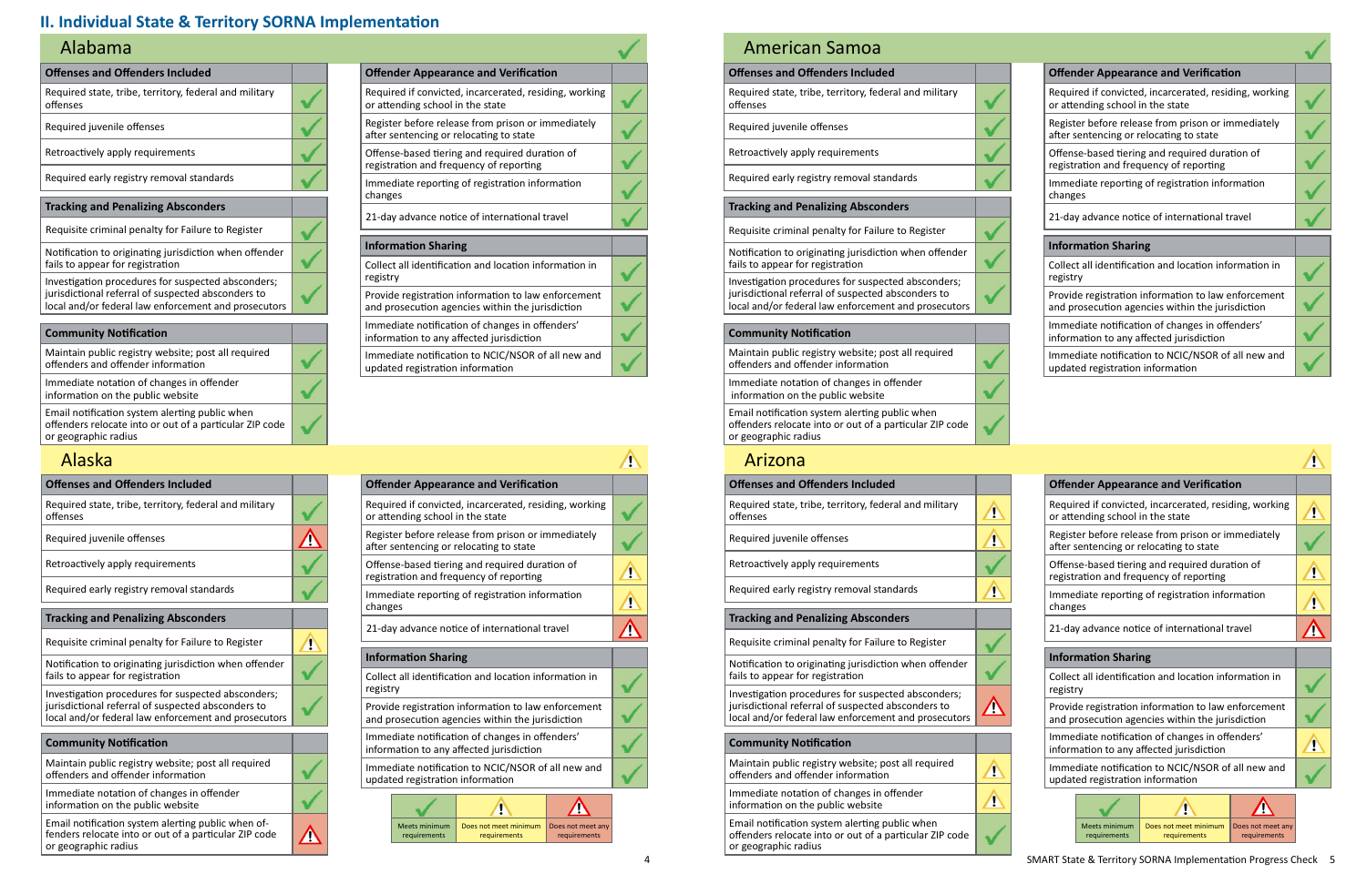## II. Individual State & Territory SORNA Implementation

### Alabama ✓

| Offenses and Offenders Included | |
|---|---|
| Required state, tribe, territory, federal and military offenses | ✓ |
| Required juvenile offenses | ✓ |
| Retroactively apply requirements | ✓ |
| Required early registry removal standards | ✓ |

| Tracking and Penalizing Absconders | |
|---|---|
| Requisite criminal penalty for Failure to Register | ✓ |
| Notification to originating jurisdiction when offender fails to appear for registration | ✓ |
| Investigation procedures for suspected absconders; jurisdictional referral of suspected absconders to local and/or federal law enforcement and prosecutors | ✓ |

| Community Notification | |
|---|---|
| Maintain public registry website; post all required offenders and offender information | ✓ |
| Immediate notation of changes in offender information on the public website | ✓ |
| Email notification system alerting public when offenders relocate into or out of a particular ZIP code or geographic radius | ✓ |

| Offender Appearance and Verification | |
|---|---|
| Required if convicted, incarcerated, residing, working or attending school in the state | ✓ |
| Register before release from prison or immediately after sentencing or relocating to state | ✓ |
| Offense-based tiering and required duration of registration and frequency of reporting | ✓ |
| Immediate reporting of registration information changes | ✓ |
| 21-day advance notice of international travel | ✓ |

| Information Sharing | |
|---|---|
| Collect all identification and location information in registry | ✓ |
| Provide registration information to law enforcement and prosecution agencies within the jurisdiction | ✓ |
| Immediate notification of changes in offenders' information to any affected jurisdiction | ✓ |
| Immediate notification to NCIC/NSOR of all new and updated registration information | ✓ |

### Alaska ⚠

| Offenses and Offenders Included | |
|---|---|
| Required state, tribe, territory, federal and military offenses | ✓ |
| Required juvenile offenses | ⚠ (Does not meet any requirements) |
| Retroactively apply requirements | ✓ |
| Required early registry removal standards | ✓ |

| Tracking and Penalizing Absconders | |
|---|---|
| Requisite criminal penalty for Failure to Register | ⚠ (Does not meet minimum requirements) |
| Notification to originating jurisdiction when offender fails to appear for registration | ✓ |
| Investigation procedures for suspected absconders; jurisdictional referral of suspected absconders to local and/or federal law enforcement and prosecutors | ✓ |

| Community Notification | |
|---|---|
| Maintain public registry website; post all required offenders and offender information | ✓ |
| Immediate notation of changes in offender information on the public website | ✓ |
| Email notification system alerting public when offenders relocate into or out of a particular ZIP code or geographic radius | ⚠ (Does not meet any requirements) |

| Offender Appearance and Verification | |
|---|---|
| Required if convicted, incarcerated, residing, working or attending school in the state | ✓ |
| Register before release from prison or immediately after sentencing or relocating to state | ✓ |
| Offense-based tiering and required duration of registration and frequency of reporting | ⚠ (Does not meet minimum requirements) |
| Immediate reporting of registration information changes | ⚠ (Does not meet minimum requirements) |
| 21-day advance notice of international travel | ⚠ (Does not meet any requirements) |

| Information Sharing | |
|---|---|
| Collect all identification and location information in registry | ✓ |
| Provide registration information to law enforcement and prosecution agencies within the jurisdiction | ✓ |
| Immediate notification of changes in offenders' information to any affected jurisdiction | ✓ |
| Immediate notification to NCIC/NSOR of all new and updated registration information | ✓ |

| ✓ | ⚠ | ⚠ |
|---|---|---|
| Meets minimum requirements | Does not meet minimum requirements | Does not meet any requirements |

### American Samoa ✓

| Offenses and Offenders Included | |
|---|---|
| Required state, tribe, territory, federal and military offenses | ✓ |
| Required juvenile offenses | ✓ |
| Retroactively apply requirements | ✓ |
| Required early registry removal standards | ✓ |

| Tracking and Penalizing Absconders | |
|---|---|
| Requisite criminal penalty for Failure to Register | ✓ |
| Notification to originating jurisdiction when offender fails to appear for registration | ✓ |
| Investigation procedures for suspected absconders; jurisdictional referral of suspected absconders to local and/or federal law enforcement and prosecutors | ✓ |

| Community Notification | |
|---|---|
| Maintain public registry website; post all required offenders and offender information | ✓ |
| Immediate notation of changes in offender information on the public website | ✓ |
| Email notification system alerting public when offenders relocate into or out of a particular ZIP code or geographic radius | ✓ |

| Offender Appearance and Verification | |
|---|---|
| Required if convicted, incarcerated, residing, working or attending school in the state | ✓ |
| Register before release from prison or immediately after sentencing or relocating to state | ✓ |
| Offense-based tiering and required duration of registration and frequency of reporting | ✓ |
| Immediate reporting of registration information changes | ✓ |
| 21-day advance notice of international travel | ✓ |

| Information Sharing | |
|---|---|
| Collect all identification and location information in registry | ✓ |
| Provide registration information to law enforcement and prosecution agencies within the jurisdiction | ✓ |
| Immediate notification of changes in offenders' information to any affected jurisdiction | ✓ |
| Immediate notification to NCIC/NSOR of all new and updated registration information | ✓ |

### Arizona ⚠

| Offenses and Offenders Included | |
|---|---|
| Required state, tribe, territory, federal and military offenses | ⚠ (Does not meet minimum requirements) |
| Required juvenile offenses | ⚠ (Does not meet minimum requirements) |
| Retroactively apply requirements | ✓ |
| Required early registry removal standards | ⚠ (Does not meet minimum requirements) |

| Tracking and Penalizing Absconders | |
|---|---|
| Requisite criminal penalty for Failure to Register | ✓ |
| Notification to originating jurisdiction when offender fails to appear for registration | ✓ |
| Investigation procedures for suspected absconders; jurisdictional referral of suspected absconders to local and/or federal law enforcement and prosecutors | ⚠ (Does not meet any requirements) |

| Community Notification | |
|---|---|
| Maintain public registry website; post all required offenders and offender information | ⚠ (Does not meet minimum requirements) |
| Immediate notation of changes in offender information on the public website | ⚠ (Does not meet minimum requirements) |
| Email notification system alerting public when offenders relocate into or out of a particular ZIP code or geographic radius | ✓ |

| Offender Appearance and Verification | |
|---|---|
| Required if convicted, incarcerated, residing, working or attending school in the state | ⚠ (Does not meet minimum requirements) |
| Register before release from prison or immediately after sentencing or relocating to state | ✓ |
| Offense-based tiering and required duration of registration and frequency of reporting | ⚠ (Does not meet minimum requirements) |
| Immediate reporting of registration information changes | ⚠ (Does not meet minimum requirements) |
| 21-day advance notice of international travel | ⚠ (Does not meet any requirements) |

| Information Sharing | |
|---|---|
| Collect all identification and location information in registry | ✓ |
| Provide registration information to law enforcement and prosecution agencies within the jurisdiction | ✓ |
| Immediate notification of changes in offenders' information to any affected jurisdiction | ⚠ (Does not meet minimum requirements) |
| Immediate notification to NCIC/NSOR of all new and updated registration information | ✓ |

| ✓ | ⚠ | ⚠ |
|---|---|---|
| Meets minimum requirements | Does not meet minimum requirements | Does not meet any requirements |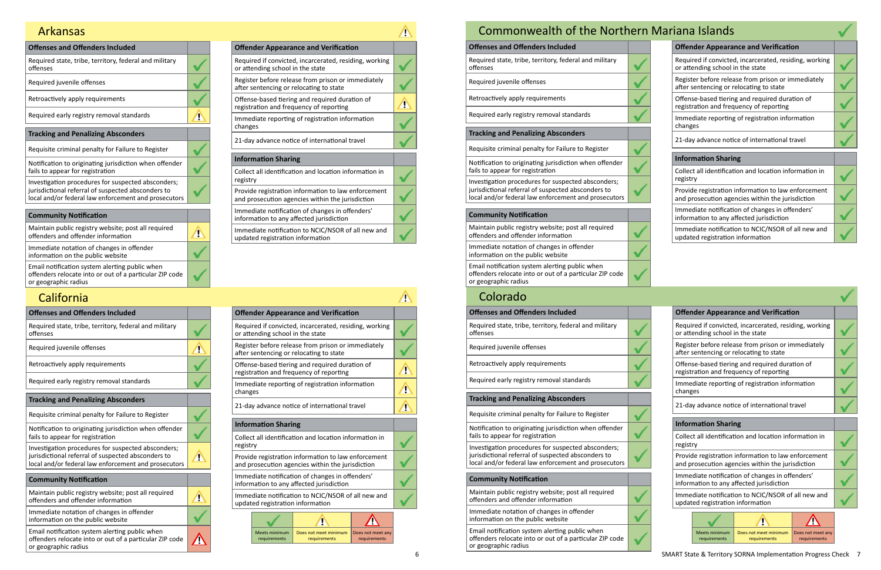# Arkansas ⚠

| Offenses and Offenders Included | |
|---|---|
| Required state, tribe, territory, federal and military offenses | ✓ |
| Required juvenile offenses | ✓ |
| Retroactively apply requirements | ✓ |
| Required early registry removal standards | ⚠ |

| Tracking and Penalizing Absconders | |
|---|---|
| Requisite criminal penalty for Failure to Register | ✓ |
| Notification to originating jurisdiction when offender fails to appear for registration | ✓ |
| Investigation procedures for suspected absconders; jurisdictional referral of suspected absconders to local and/or federal law enforcement and prosecutors | ✓ |

| Community Notification | |
|---|---|
| Maintain public registry website; post all required offenders and offender information | ⚠ |
| Immediate notation of changes in offender information on the public website | ✓ |
| Email notification system alerting public when offenders relocate into or out of a particular ZIP code or geographic radius | ✓ |

| Offender Appearance and Verification | |
|---|---|
| Required if convicted, incarcerated, residing, working or attending school in the state | ✓ |
| Register before release from prison or immediately after sentencing or relocating to state | ✓ |
| Offense-based tiering and required duration of registration and frequency of reporting | ⚠ |
| Immediate reporting of registration information changes | ✓ |
| 21-day advance notice of international travel | ✓ |

| Information Sharing | |
|---|---|
| Collect all identification and location information in registry | ✓ |
| Provide registration information to law enforcement and prosecution agencies within the jurisdiction | ✓ |
| Immediate notification of changes in offenders' information to any affected jurisdiction | ✓ |
| Immediate notification to NCIC/NSOR of all new and updated registration information | ✓ |

# California ⚠

| Offenses and Offenders Included | |
|---|---|
| Required state, tribe, territory, federal and military offenses | ✓ |
| Required juvenile offenses | ⚠ |
| Retroactively apply requirements | ✓ |
| Required early registry removal standards | ✓ |

| Tracking and Penalizing Absconders | |
|---|---|
| Requisite criminal penalty for Failure to Register | ✓ |
| Notification to originating jurisdiction when offender fails to appear for registration | ✓ |
| Investigation procedures for suspected absconders; jurisdictional referral of suspected absconders to local and/or federal law enforcement and prosecutors | ⚠ |

| Community Notification | |
|---|---|
| Maintain public registry website; post all required offenders and offender information | ⚠ |
| Immediate notation of changes in offender information on the public website | ✓ |
| Email notification system alerting public when offenders relocate into or out of a particular ZIP code or geographic radius | ⛔ |

| Offender Appearance and Verification | |
|---|---|
| Required if convicted, incarcerated, residing, working or attending school in the state | ✓ |
| Register before release from prison or immediately after sentencing or relocating to state | ✓ |
| Offense-based tiering and required duration of registration and frequency of reporting | ⚠ |
| Immediate reporting of registration information changes | ⚠ |
| 21-day advance notice of international travel | ⚠ |

| Information Sharing | |
|---|---|
| Collect all identification and location information in registry | ✓ |
| Provide registration information to law enforcement and prosecution agencies within the jurisdiction | ✓ |
| Immediate notification of changes in offenders' information to any affected jurisdiction | ✓ |
| Immediate notification to NCIC/NSOR of all new and updated registration information | ✓ |

| ✓ | ⚠ | ⛔ |
|---|---|---|
| Meets minimum requirements | Does not meet minimum requirements | Does not meet any requirements |

# Commonwealth of the Northern Mariana Islands ✓

| Offenses and Offenders Included | |
|---|---|
| Required state, tribe, territory, federal and military offenses | ✓ |
| Required juvenile offenses | ✓ |
| Retroactively apply requirements | ✓ |
| Required early registry removal standards | ✓ |

| Tracking and Penalizing Absconders | |
|---|---|
| Requisite criminal penalty for Failure to Register | ✓ |
| Notification to originating jurisdiction when offender fails to appear for registration | ✓ |
| Investigation procedures for suspected absconders; jurisdictional referral of suspected absconders to local and/or federal law enforcement and prosecutors | ✓ |

| Community Notification | |
|---|---|
| Maintain public registry website; post all required offenders and offender information | ✓ |
| Immediate notation of changes in offender information on the public website | ✓ |
| Email notification system alerting public when offenders relocate into or out of a particular ZIP code or geographic radius | ✓ |

| Offender Appearance and Verification | |
|---|---|
| Required if convicted, incarcerated, residing, working or attending school in the state | ✓ |
| Register before release from prison or immediately after sentencing or relocating to state | ✓ |
| Offense-based tiering and required duration of registration and frequency of reporting | ✓ |
| Immediate reporting of registration information changes | ✓ |
| 21-day advance notice of international travel | ✓ |

| Information Sharing | |
|---|---|
| Collect all identification and location information in registry | ✓ |
| Provide registration information to law enforcement and prosecution agencies within the jurisdiction | ✓ |
| Immediate notification of changes in offenders' information to any affected jurisdiction | ✓ |
| Immediate notification to NCIC/NSOR of all new and updated registration information | ✓ |

# Colorado ✓

| Offenses and Offenders Included | |
|---|---|
| Required state, tribe, territory, federal and military offenses | ✓ |
| Required juvenile offenses | ✓ |
| Retroactively apply requirements | ✓ |
| Required early registry removal standards | ✓ |

| Tracking and Penalizing Absconders | |
|---|---|
| Requisite criminal penalty for Failure to Register | ✓ |
| Notification to originating jurisdiction when offender fails to appear for registration | ✓ |
| Investigation procedures for suspected absconders; jurisdictional referral of suspected absconders to local and/or federal law enforcement and prosecutors | ✓ |

| Community Notification | |
|---|---|
| Maintain public registry website; post all required offenders and offender information | ✓ |
| Immediate notation of changes in offender information on the public website | ✓ |
| Email notification system alerting public when offenders relocate into or out of a particular ZIP code or geographic radius | ✓ |

| Offender Appearance and Verification | |
|---|---|
| Required if convicted, incarcerated, residing, working or attending school in the state | ✓ |
| Register before release from prison or immediately after sentencing or relocating to state | ✓ |
| Offense-based tiering and required duration of registration and frequency of reporting | ✓ |
| Immediate reporting of registration information changes | ✓ |
| 21-day advance notice of international travel | ✓ |

| Information Sharing | |
|---|---|
| Collect all identification and location information in registry | ✓ |
| Provide registration information to law enforcement and prosecution agencies within the jurisdiction | ✓ |
| Immediate notification of changes in offenders' information to any affected jurisdiction | ✓ |
| Immediate notification to NCIC/NSOR of all new and updated registration information | ✓ |

| ✓ | ⚠ | ⛔ |
|---|---|---|
| Meets minimum requirements | Does not meet minimum requirements | Does not meet any requirements |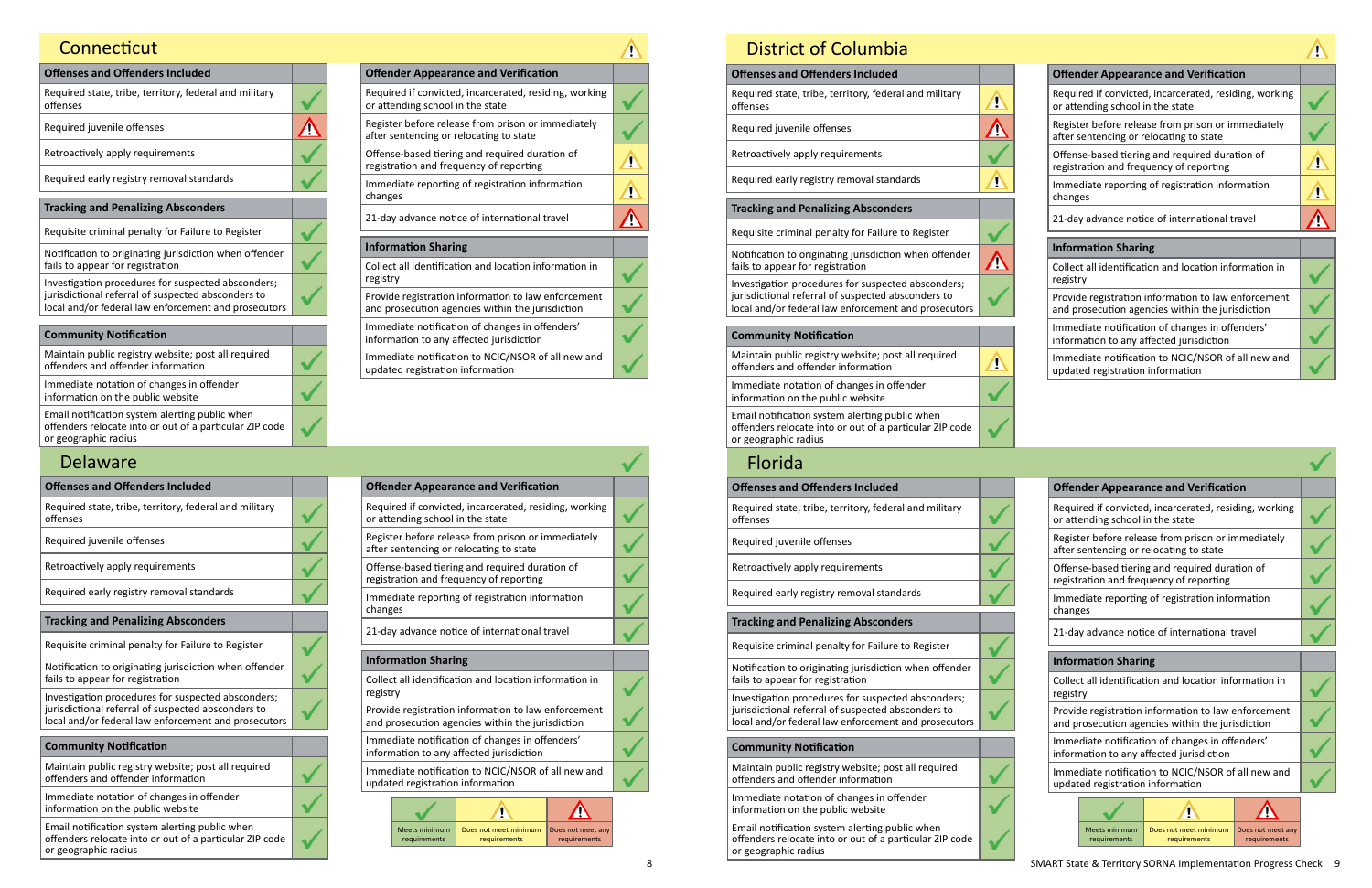## Connecticut ⚠

| Offenses and Offenders Included | |
|---|---|
| Required state, tribe, territory, federal and military offenses | ✓ |
| Required juvenile offenses | ⚠ (Does not meet any requirements) |
| Retroactively apply requirements | ✓ |
| Required early registry removal standards | ✓ |

| Tracking and Penalizing Absconders | |
|---|---|
| Requisite criminal penalty for Failure to Register | ✓ |
| Notification to originating jurisdiction when offender fails to appear for registration | ✓ |
| Investigation procedures for suspected absconders; jurisdictional referral of suspected absconders to local and/or federal law enforcement and prosecutors | ✓ |

| Community Notification | |
|---|---|
| Maintain public registry website; post all required offenders and offender information | ✓ |
| Immediate notation of changes in offender information on the public website | ✓ |
| Email notification system alerting public when offenders relocate into or out of a particular ZIP code or geographic radius | ✓ |

| Offender Appearance and Verification | |
|---|---|
| Required if convicted, incarcerated, residing, working or attending school in the state | ✓ |
| Register before release from prison or immediately after sentencing or relocating to state | ✓ |
| Offense-based tiering and required duration of registration and frequency of reporting | ⚠ (Does not meet minimum requirements) |
| Immediate reporting of registration information changes | ⚠ (Does not meet minimum requirements) |
| 21-day advance notice of international travel | ⚠ (Does not meet any requirements) |

| Information Sharing | |
|---|---|
| Collect all identification and location information in registry | ✓ |
| Provide registration information to law enforcement and prosecution agencies within the jurisdiction | ✓ |
| Immediate notification of changes in offenders' information to any affected jurisdiction | ✓ |
| Immediate notification to NCIC/NSOR of all new and updated registration information | ✓ |

## Delaware ✓

| Offenses and Offenders Included | |
|---|---|
| Required state, tribe, territory, federal and military offenses | ✓ |
| Required juvenile offenses | ✓ |
| Retroactively apply requirements | ✓ |
| Required early registry removal standards | ✓ |

| Tracking and Penalizing Absconders | |
|---|---|
| Requisite criminal penalty for Failure to Register | ✓ |
| Notification to originating jurisdiction when offender fails to appear for registration | ✓ |
| Investigation procedures for suspected absconders; jurisdictional referral of suspected absconders to local and/or federal law enforcement and prosecutors | ✓ |

| Community Notification | |
|---|---|
| Maintain public registry website; post all required offenders and offender information | ✓ |
| Immediate notation of changes in offender information on the public website | ✓ |
| Email notification system alerting public when offenders relocate into or out of a particular ZIP code or geographic radius | ✓ |

| Offender Appearance and Verification | |
|---|---|
| Required if convicted, incarcerated, residing, working or attending school in the state | ✓ |
| Register before release from prison or immediately after sentencing or relocating to state | ✓ |
| Offense-based tiering and required duration of registration and frequency of reporting | ✓ |
| Immediate reporting of registration information changes | ✓ |
| 21-day advance notice of international travel | ✓ |

| Information Sharing | |
|---|---|
| Collect all identification and location information in registry | ✓ |
| Provide registration information to law enforcement and prosecution agencies within the jurisdiction | ✓ |
| Immediate notification of changes in offenders' information to any affected jurisdiction | ✓ |
| Immediate notification to NCIC/NSOR of all new and updated registration information | ✓ |

| ✓ | ⚠ | ⚠ |
|---|---|---|
| Meets minimum requirements | Does not meet minimum requirements | Does not meet any requirements |

## District of Columbia ⚠

| Offenses and Offenders Included | |
|---|---|
| Required state, tribe, territory, federal and military offenses | ⚠ (Does not meet minimum requirements) |
| Required juvenile offenses | ⚠ (Does not meet any requirements) |
| Retroactively apply requirements | ✓ |
| Required early registry removal standards | ⚠ (Does not meet minimum requirements) |

| Tracking and Penalizing Absconders | |
|---|---|
| Requisite criminal penalty for Failure to Register | ✓ |
| Notification to originating jurisdiction when offender fails to appear for registration | ⚠ (Does not meet any requirements) |
| Investigation procedures for suspected absconders; jurisdictional referral of suspected absconders to local and/or federal law enforcement and prosecutors | ✓ |

| Community Notification | |
|---|---|
| Maintain public registry website; post all required offenders and offender information | ⚠ (Does not meet minimum requirements) |
| Immediate notation of changes in offender information on the public website | ✓ |
| Email notification system alerting public when offenders relocate into or out of a particular ZIP code or geographic radius | ✓ |

| Offender Appearance and Verification | |
|---|---|
| Required if convicted, incarcerated, residing, working or attending school in the state | ✓ |
| Register before release from prison or immediately after sentencing or relocating to state | ✓ |
| Offense-based tiering and required duration of registration and frequency of reporting | ⚠ (Does not meet minimum requirements) |
| Immediate reporting of registration information changes | ⚠ (Does not meet minimum requirements) |
| 21-day advance notice of international travel | ⚠ (Does not meet any requirements) |

| Information Sharing | |
|---|---|
| Collect all identification and location information in registry | ✓ |
| Provide registration information to law enforcement and prosecution agencies within the jurisdiction | ✓ |
| Immediate notification of changes in offenders' information to any affected jurisdiction | ✓ |
| Immediate notification to NCIC/NSOR of all new and updated registration information | ✓ |

## Florida ✓

| Offenses and Offenders Included | |
|---|---|
| Required state, tribe, territory, federal and military offenses | ✓ |
| Required juvenile offenses | ✓ |
| Retroactively apply requirements | ✓ |
| Required early registry removal standards | ✓ |

| Tracking and Penalizing Absconders | |
|---|---|
| Requisite criminal penalty for Failure to Register | ✓ |
| Notification to originating jurisdiction when offender fails to appear for registration | ✓ |
| Investigation procedures for suspected absconders; jurisdictional referral of suspected absconders to local and/or federal law enforcement and prosecutors | ✓ |

| Community Notification | |
|---|---|
| Maintain public registry website; post all required offenders and offender information | ✓ |
| Immediate notation of changes in offender information on the public website | ✓ |
| Email notification system alerting public when offenders relocate into or out of a particular ZIP code or geographic radius | ✓ |

| Offender Appearance and Verification | |
|---|---|
| Required if convicted, incarcerated, residing, working or attending school in the state | ✓ |
| Register before release from prison or immediately after sentencing or relocating to state | ✓ |
| Offense-based tiering and required duration of registration and frequency of reporting | ✓ |
| Immediate reporting of registration information changes | ✓ |
| 21-day advance notice of international travel | ✓ |

| Information Sharing | |
|---|---|
| Collect all identification and location information in registry | ✓ |
| Provide registration information to law enforcement and prosecution agencies within the jurisdiction | ✓ |
| Immediate notification of changes in offenders' information to any affected jurisdiction | ✓ |
| Immediate notification to NCIC/NSOR of all new and updated registration information | ✓ |

| ✓ | ⚠ | ⚠ |
|---|---|---|
| Meets minimum requirements | Does not meet minimum requirements | Does not meet any requirements |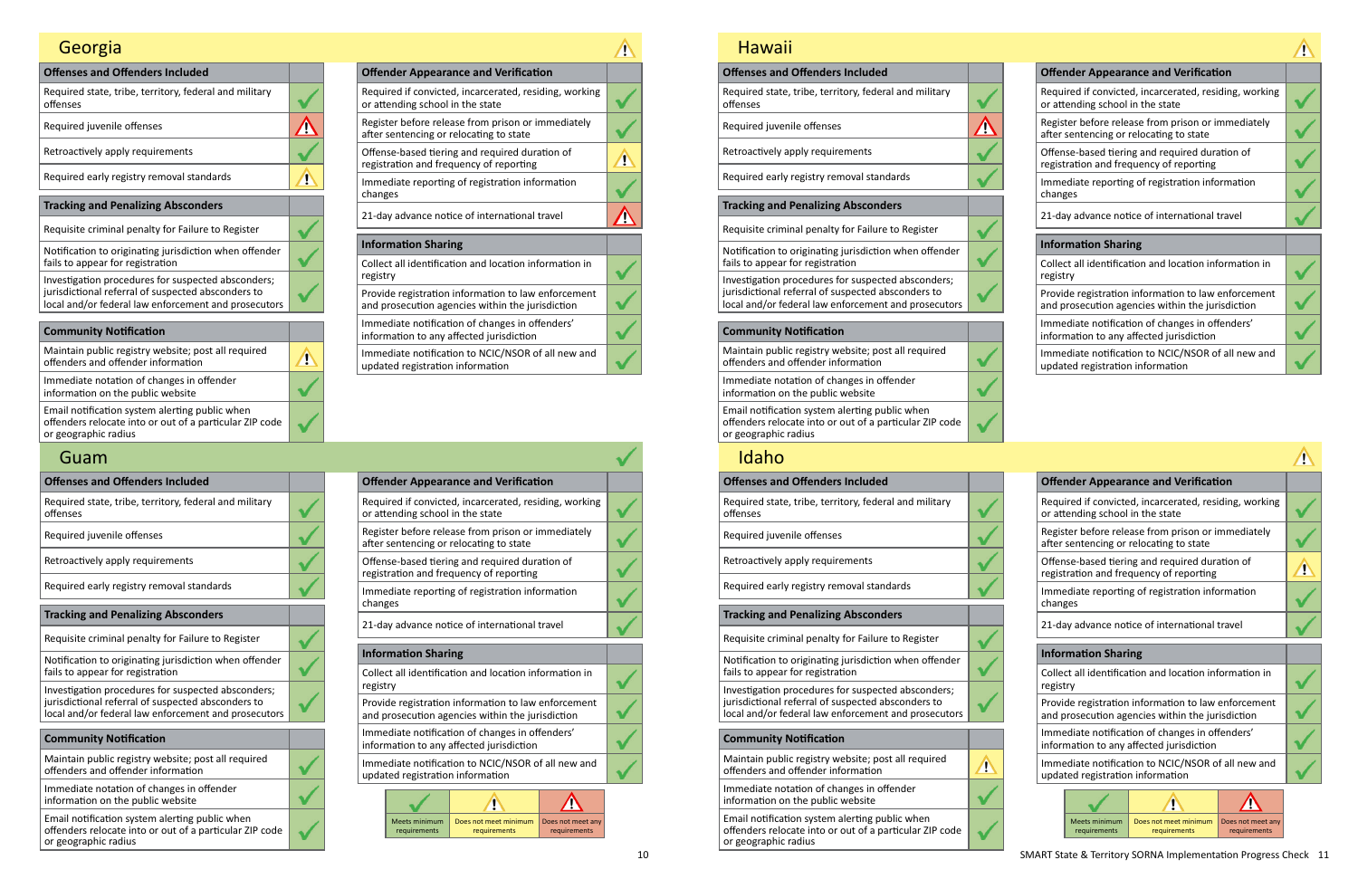## Georgia ⚠

| Offenses and Offenders Included | |
|---|---|
| Required state, tribe, territory, federal and military offenses | ✓ |
| Required juvenile offenses | ⚠ (Does not meet any requirements) |
| Retroactively apply requirements | ✓ |
| Required early registry removal standards | ⚠ |

| Tracking and Penalizing Absconders | |
|---|---|
| Requisite criminal penalty for Failure to Register | ✓ |
| Notification to originating jurisdiction when offender fails to appear for registration | ✓ |
| Investigation procedures for suspected absconders; jurisdictional referral of suspected absconders to local and/or federal law enforcement and prosecutors | ✓ |

| Community Notification | |
|---|---|
| Maintain public registry website; post all required offenders and offender information | ⚠ |
| Immediate notation of changes in offender information on the public website | ✓ |
| Email notification system alerting public when offenders relocate into or out of a particular ZIP code or geographic radius | ✓ |

| Offender Appearance and Verification | |
|---|---|
| Required if convicted, incarcerated, residing, working or attending school in the state | ✓ |
| Register before release from prison or immediately after sentencing or relocating to state | ✓ |
| Offense-based tiering and required duration of registration and frequency of reporting | ⚠ |
| Immediate reporting of registration information changes | ✓ |
| 21-day advance notice of international travel | ⚠ (Does not meet any requirements) |

| Information Sharing | |
|---|---|
| Collect all identification and location information in registry | ✓ |
| Provide registration information to law enforcement and prosecution agencies within the jurisdiction | ✓ |
| Immediate notification of changes in offenders' information to any affected jurisdiction | ✓ |
| Immediate notification to NCIC/NSOR of all new and updated registration information | ✓ |

## Guam ✓

| Offenses and Offenders Included | |
|---|---|
| Required state, tribe, territory, federal and military offenses | ✓ |
| Required juvenile offenses | ✓ |
| Retroactively apply requirements | ✓ |
| Required early registry removal standards | ✓ |

| Tracking and Penalizing Absconders | |
|---|---|
| Requisite criminal penalty for Failure to Register | ✓ |
| Notification to originating jurisdiction when offender fails to appear for registration | ✓ |
| Investigation procedures for suspected absconders; jurisdictional referral of suspected absconders to local and/or federal law enforcement and prosecutors | ✓ |

| Community Notification | |
|---|---|
| Maintain public registry website; post all required offenders and offender information | ✓ |
| Immediate notation of changes in offender information on the public website | ✓ |
| Email notification system alerting public when offenders relocate into or out of a particular ZIP code or geographic radius | ✓ |

| Offender Appearance and Verification | |
|---|---|
| Required if convicted, incarcerated, residing, working or attending school in the state | ✓ |
| Register before release from prison or immediately after sentencing or relocating to state | ✓ |
| Offense-based tiering and required duration of registration and frequency of reporting | ✓ |
| Immediate reporting of registration information changes | ✓ |
| 21-day advance notice of international travel | ✓ |

| Information Sharing | |
|---|---|
| Collect all identification and location information in registry | ✓ |
| Provide registration information to law enforcement and prosecution agencies within the jurisdiction | ✓ |
| Immediate notification of changes in offenders' information to any affected jurisdiction | ✓ |
| Immediate notification to NCIC/NSOR of all new and updated registration information | ✓ |

| ✓ | ⚠ | ⚠ |
|---|---|---|
| Meets minimum requirements | Does not meet minimum requirements | Does not meet any requirements |

## Hawaii ⚠

| Offenses and Offenders Included | |
|---|---|
| Required state, tribe, territory, federal and military offenses | ✓ |
| Required juvenile offenses | ⚠ (Does not meet any requirements) |
| Retroactively apply requirements | ✓ |
| Required early registry removal standards | ✓ |

| Tracking and Penalizing Absconders | |
|---|---|
| Requisite criminal penalty for Failure to Register | ✓ |
| Notification to originating jurisdiction when offender fails to appear for registration | ✓ |
| Investigation procedures for suspected absconders; jurisdictional referral of suspected absconders to local and/or federal law enforcement and prosecutors | ✓ |

| Community Notification | |
|---|---|
| Maintain public registry website; post all required offenders and offender information | ✓ |
| Immediate notation of changes in offender information on the public website | ✓ |
| Email notification system alerting public when offenders relocate into or out of a particular ZIP code or geographic radius | ✓ |

| Offender Appearance and Verification | |
|---|---|
| Required if convicted, incarcerated, residing, working or attending school in the state | ✓ |
| Register before release from prison or immediately after sentencing or relocating to state | ✓ |
| Offense-based tiering and required duration of registration and frequency of reporting | ✓ |
| Immediate reporting of registration information changes | ✓ |
| 21-day advance notice of international travel | ✓ |

| Information Sharing | |
|---|---|
| Collect all identification and location information in registry | ✓ |
| Provide registration information to law enforcement and prosecution agencies within the jurisdiction | ✓ |
| Immediate notification of changes in offenders' information to any affected jurisdiction | ✓ |
| Immediate notification to NCIC/NSOR of all new and updated registration information | ✓ |

## Idaho ⚠

| Offenses and Offenders Included | |
|---|---|
| Required state, tribe, territory, federal and military offenses | ✓ |
| Required juvenile offenses | ✓ |
| Retroactively apply requirements | ✓ |
| Required early registry removal standards | ✓ |

| Tracking and Penalizing Absconders | |
|---|---|
| Requisite criminal penalty for Failure to Register | ✓ |
| Notification to originating jurisdiction when offender fails to appear for registration | ✓ |
| Investigation procedures for suspected absconders; jurisdictional referral of suspected absconders to local and/or federal law enforcement and prosecutors | ✓ |

| Community Notification | |
|---|---|
| Maintain public registry website; post all required offenders and offender information | ⚠ |
| Immediate notation of changes in offender information on the public website | ✓ |
| Email notification system alerting public when offenders relocate into or out of a particular ZIP code or geographic radius | ✓ |

| Offender Appearance and Verification | |
|---|---|
| Required if convicted, incarcerated, residing, working or attending school in the state | ✓ |
| Register before release from prison or immediately after sentencing or relocating to state | ✓ |
| Offense-based tiering and required duration of registration and frequency of reporting | ⚠ |
| Immediate reporting of registration information changes | ✓ |
| 21-day advance notice of international travel | ✓ |

| Information Sharing | |
|---|---|
| Collect all identification and location information in registry | ✓ |
| Provide registration information to law enforcement and prosecution agencies within the jurisdiction | ✓ |
| Immediate notification of changes in offenders' information to any affected jurisdiction | ✓ |
| Immediate notification to NCIC/NSOR of all new and updated registration information | ✓ |

| ✓ | ⚠ | ⚠ |
|---|---|---|
| Meets minimum requirements | Does not meet minimum requirements | Does not meet any requirements |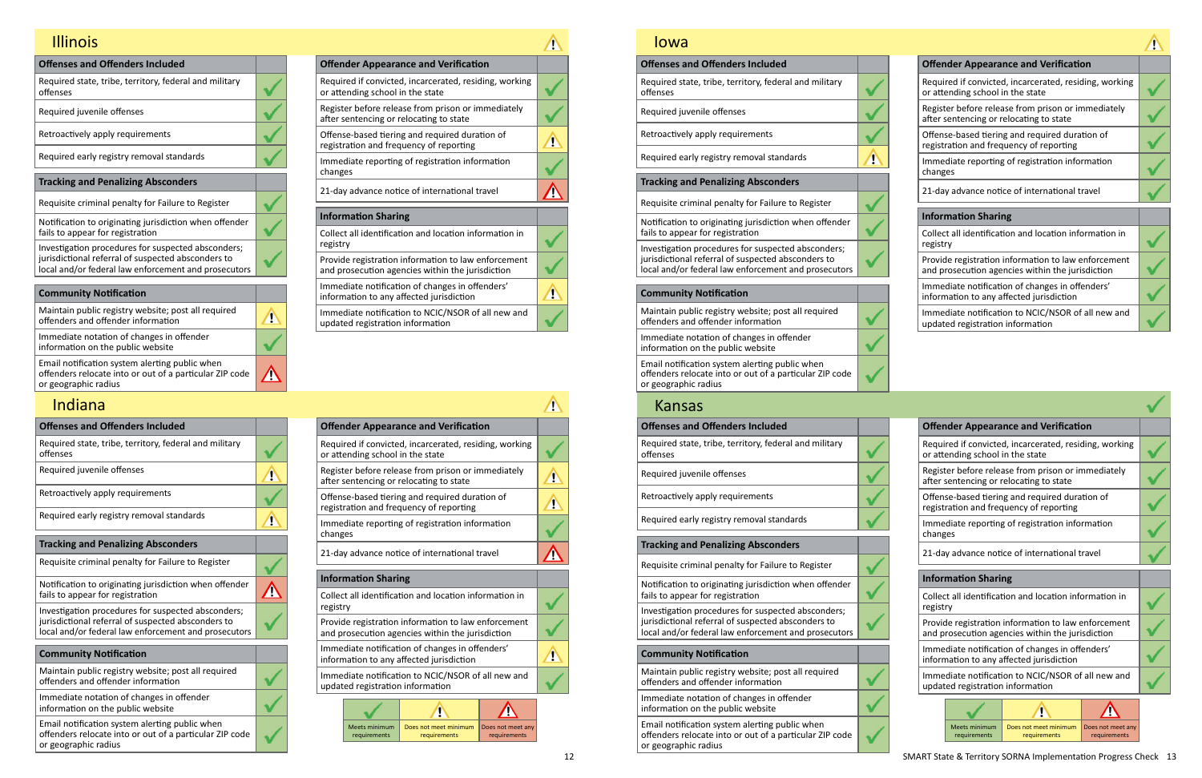## Illinois

Overall: Does not meet minimum requirements

| Offenses and Offenders Included | |
|---|---|
| Required state, tribe, territory, federal and military offenses | Meets minimum requirements |
| Required juvenile offenses | Meets minimum requirements |
| Retroactively apply requirements | Meets minimum requirements |
| Required early registry removal standards | Meets minimum requirements |

| Tracking and Penalizing Absconders | |
|---|---|
| Requisite criminal penalty for Failure to Register | Meets minimum requirements |
| Notification to originating jurisdiction when offender fails to appear for registration | Meets minimum requirements |
| Investigation procedures for suspected absconders; jurisdictional referral of suspected absconders to local and/or federal law enforcement and prosecutors | Meets minimum requirements |

| Community Notification | |
|---|---|
| Maintain public registry website; post all required offenders and offender information | Does not meet minimum requirements |
| Immediate notation of changes in offender information on the public website | Meets minimum requirements |
| Email notification system alerting public when offenders relocate into or out of a particular ZIP code or geographic radius | Does not meet any requirements |

| Offender Appearance and Verification | |
|---|---|
| Required if convicted, incarcerated, residing, working or attending school in the state | Meets minimum requirements |
| Register before release from prison or immediately after sentencing or relocating to state | Meets minimum requirements |
| Offense-based tiering and required duration of registration and frequency of reporting | Does not meet minimum requirements |
| Immediate reporting of registration information changes | Meets minimum requirements |
| 21-day advance notice of international travel | Does not meet any requirements |

| Information Sharing | |
|---|---|
| Collect all identification and location information in registry | Meets minimum requirements |
| Provide registration information to law enforcement and prosecution agencies within the jurisdiction | Meets minimum requirements |
| Immediate notification of changes in offenders' information to any affected jurisdiction | Does not meet minimum requirements |
| Immediate notification to NCIC/NSOR of all new and updated registration information | Meets minimum requirements |

## Indiana

Overall: Does not meet minimum requirements

| Offenses and Offenders Included | |
|---|---|
| Required state, tribe, territory, federal and military offenses | Meets minimum requirements |
| Required juvenile offenses | Does not meet minimum requirements |
| Retroactively apply requirements | Meets minimum requirements |
| Required early registry removal standards | Does not meet minimum requirements |

| Tracking and Penalizing Absconders | |
|---|---|
| Requisite criminal penalty for Failure to Register | Meets minimum requirements |
| Notification to originating jurisdiction when offender fails to appear for registration | Does not meet any requirements |
| Investigation procedures for suspected absconders; jurisdictional referral of suspected absconders to local and/or federal law enforcement and prosecutors | Meets minimum requirements |

| Community Notification | |
|---|---|
| Maintain public registry website; post all required offenders and offender information | Meets minimum requirements |
| Immediate notation of changes in offender information on the public website | Meets minimum requirements |
| Email notification system alerting public when offenders relocate into or out of a particular ZIP code or geographic radius | Meets minimum requirements |

| Offender Appearance and Verification | |
|---|---|
| Required if convicted, incarcerated, residing, working or attending school in the state | Meets minimum requirements |
| Register before release from prison or immediately after sentencing or relocating to state | Does not meet minimum requirements |
| Offense-based tiering and required duration of registration and frequency of reporting | Does not meet minimum requirements |
| Immediate reporting of registration information changes | Meets minimum requirements |
| 21-day advance notice of international travel | Does not meet any requirements |

| Information Sharing | |
|---|---|
| Collect all identification and location information in registry | Meets minimum requirements |
| Provide registration information to law enforcement and prosecution agencies within the jurisdiction | Meets minimum requirements |
| Immediate notification of changes in offenders' information to any affected jurisdiction | Does not meet minimum requirements |
| Immediate notification to NCIC/NSOR of all new and updated registration information | Meets minimum requirements |

## Iowa

Overall: Does not meet minimum requirements

| Offenses and Offenders Included | |
|---|---|
| Required state, tribe, territory, federal and military offenses | Meets minimum requirements |
| Required juvenile offenses | Meets minimum requirements |
| Retroactively apply requirements | Meets minimum requirements |
| Required early registry removal standards | Does not meet minimum requirements |

| Tracking and Penalizing Absconders | |
|---|---|
| Requisite criminal penalty for Failure to Register | Meets minimum requirements |
| Notification to originating jurisdiction when offender fails to appear for registration | Meets minimum requirements |
| Investigation procedures for suspected absconders; jurisdictional referral of suspected absconders to local and/or federal law enforcement and prosecutors | Meets minimum requirements |

| Community Notification | |
|---|---|
| Maintain public registry website; post all required offenders and offender information | Meets minimum requirements |
| Immediate notation of changes in offender information on the public website | Meets minimum requirements |
| Email notification system alerting public when offenders relocate into or out of a particular ZIP code or geographic radius | Meets minimum requirements |

| Offender Appearance and Verification | |
|---|---|
| Required if convicted, incarcerated, residing, working or attending school in the state | Meets minimum requirements |
| Register before release from prison or immediately after sentencing or relocating to state | Meets minimum requirements |
| Offense-based tiering and required duration of registration and frequency of reporting | Meets minimum requirements |
| Immediate reporting of registration information changes | Meets minimum requirements |
| 21-day advance notice of international travel | Meets minimum requirements |

| Information Sharing | |
|---|---|
| Collect all identification and location information in registry | Meets minimum requirements |
| Provide registration information to law enforcement and prosecution agencies within the jurisdiction | Meets minimum requirements |
| Immediate notification of changes in offenders' information to any affected jurisdiction | Meets minimum requirements |
| Immediate notification to NCIC/NSOR of all new and updated registration information | Meets minimum requirements |

## Kansas

Overall: Meets minimum requirements

| Offenses and Offenders Included | |
|---|---|
| Required state, tribe, territory, federal and military offenses | Meets minimum requirements |
| Required juvenile offenses | Meets minimum requirements |
| Retroactively apply requirements | Meets minimum requirements |
| Required early registry removal standards | Meets minimum requirements |

| Tracking and Penalizing Absconders | |
|---|---|
| Requisite criminal penalty for Failure to Register | Meets minimum requirements |
| Notification to originating jurisdiction when offender fails to appear for registration | Meets minimum requirements |
| Investigation procedures for suspected absconders; jurisdictional referral of suspected absconders to local and/or federal law enforcement and prosecutors | Meets minimum requirements |

| Community Notification | |
|---|---|
| Maintain public registry website; post all required offenders and offender information | Meets minimum requirements |
| Immediate notation of changes in offender information on the public website | Meets minimum requirements |
| Email notification system alerting public when offenders relocate into or out of a particular ZIP code or geographic radius | Meets minimum requirements |

| Offender Appearance and Verification | |
|---|---|
| Required if convicted, incarcerated, residing, working or attending school in the state | Meets minimum requirements |
| Register before release from prison or immediately after sentencing or relocating to state | Meets minimum requirements |
| Offense-based tiering and required duration of registration and frequency of reporting | Meets minimum requirements |
| Immediate reporting of registration information changes | Meets minimum requirements |
| 21-day advance notice of international travel | Meets minimum requirements |

| Information Sharing | |
|---|---|
| Collect all identification and location information in registry | Meets minimum requirements |
| Provide registration information to law enforcement and prosecution agencies within the jurisdiction | Meets minimum requirements |
| Immediate notification of changes in offenders' information to any affected jurisdiction | Meets minimum requirements |
| Immediate notification to NCIC/NSOR of all new and updated registration information | Meets minimum requirements |

| ✓ | ⚠ | ⚠ (red) |
|---|---|---|
| Meets minimum requirements | Does not meet minimum requirements | Does not meet any requirements |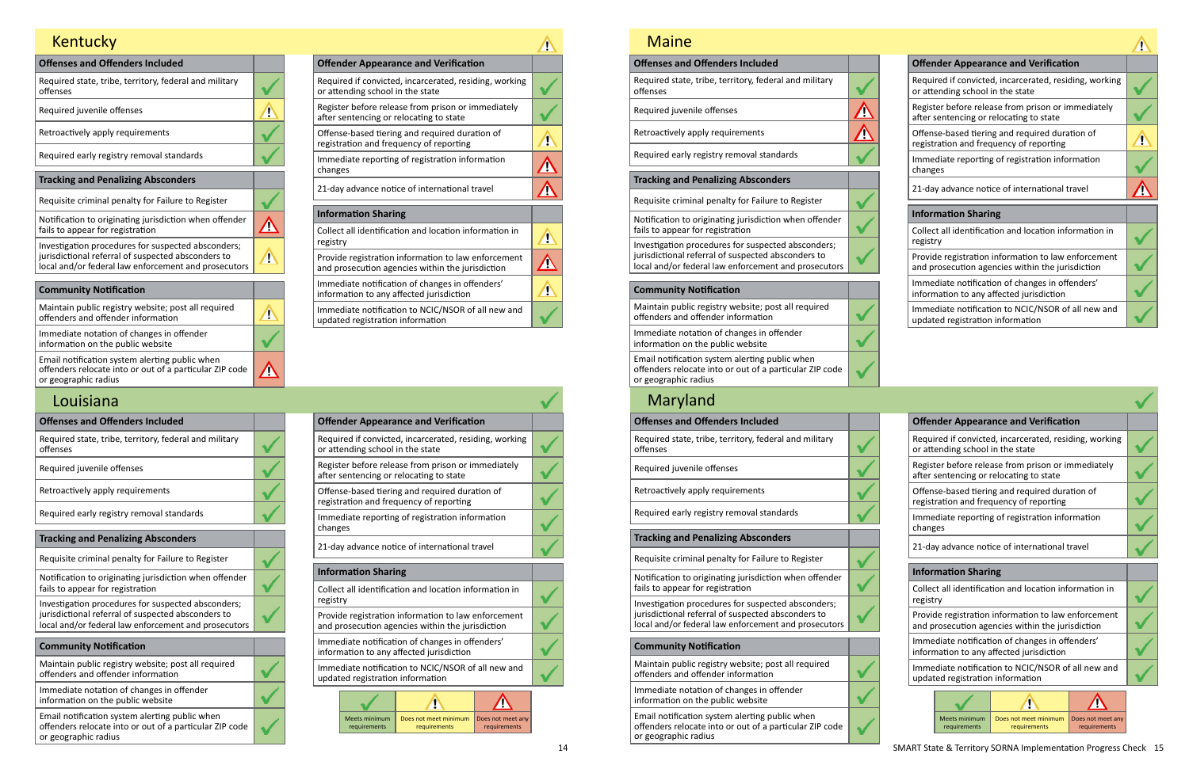## Kentucky

Overall status: Does not meet minimum requirements

| Offenses and Offenders Included | |
|---|---|
| Required state, tribe, territory, federal and military offenses | Meets minimum requirements |
| Required juvenile offenses | Does not meet minimum requirements |
| Retroactively apply requirements | Meets minimum requirements |
| Required early registry removal standards | Meets minimum requirements |

| Tracking and Penalizing Absconders | |
|---|---|
| Requisite criminal penalty for Failure to Register | Meets minimum requirements |
| Notification to originating jurisdiction when offender fails to appear for registration | Does not meet any requirements |
| Investigation procedures for suspected absconders; jurisdictional referral of suspected absconders to local and/or federal law enforcement and prosecutors | Does not meet minimum requirements |

| Community Notification | |
|---|---|
| Maintain public registry website; post all required offenders and offender information | Does not meet minimum requirements |
| Immediate notation of changes in offender information on the public website | Meets minimum requirements |
| Email notification system alerting public when offenders relocate into or out of a particular ZIP code or geographic radius | Does not meet any requirements |

| Offender Appearance and Verification | |
|---|---|
| Required if convicted, incarcerated, residing, working or attending school in the state | Meets minimum requirements |
| Register before release from prison or immediately after sentencing or relocating to state | Meets minimum requirements |
| Offense-based tiering and required duration of registration and frequency of reporting | Does not meet minimum requirements |
| Immediate reporting of registration information changes | Does not meet any requirements |
| 21-day advance notice of international travel | Does not meet any requirements |

| Information Sharing | |
|---|---|
| Collect all identification and location information in registry | Does not meet minimum requirements |
| Provide registration information to law enforcement and prosecution agencies within the jurisdiction | Does not meet any requirements |
| Immediate notification of changes in offenders' information to any affected jurisdiction | Does not meet minimum requirements |
| Immediate notification to NCIC/NSOR of all new and updated registration information | Meets minimum requirements |

## Louisiana

Overall status: Meets minimum requirements

| Offenses and Offenders Included | |
|---|---|
| Required state, tribe, territory, federal and military offenses | Meets minimum requirements |
| Required juvenile offenses | Meets minimum requirements |
| Retroactively apply requirements | Meets minimum requirements |
| Required early registry removal standards | Meets minimum requirements |

| Tracking and Penalizing Absconders | |
|---|---|
| Requisite criminal penalty for Failure to Register | Meets minimum requirements |
| Notification to originating jurisdiction when offender fails to appear for registration | Meets minimum requirements |
| Investigation procedures for suspected absconders; jurisdictional referral of suspected absconders to local and/or federal law enforcement and prosecutors | Meets minimum requirements |

| Community Notification | |
|---|---|
| Maintain public registry website; post all required offenders and offender information | Meets minimum requirements |
| Immediate notation of changes in offender information on the public website | Meets minimum requirements |
| Email notification system alerting public when offenders relocate into or out of a particular ZIP code or geographic radius | Meets minimum requirements |

| Offender Appearance and Verification | |
|---|---|
| Required if convicted, incarcerated, residing, working or attending school in the state | Meets minimum requirements |
| Register before release from prison or immediately after sentencing or relocating to state | Meets minimum requirements |
| Offense-based tiering and required duration of registration and frequency of reporting | Meets minimum requirements |
| Immediate reporting of registration information changes | Meets minimum requirements |
| 21-day advance notice of international travel | Meets minimum requirements |

| Information Sharing | |
|---|---|
| Collect all identification and location information in registry | Meets minimum requirements |
| Provide registration information to law enforcement and prosecution agencies within the jurisdiction | Meets minimum requirements |
| Immediate notification of changes in offenders' information to any affected jurisdiction | Meets minimum requirements |
| Immediate notification to NCIC/NSOR of all new and updated registration information | Meets minimum requirements |

## Maine

Overall status: Does not meet minimum requirements

| Offenses and Offenders Included | |
|---|---|
| Required state, tribe, territory, federal and military offenses | Meets minimum requirements |
| Required juvenile offenses | Does not meet any requirements |
| Retroactively apply requirements | Does not meet any requirements |
| Required early registry removal standards | Meets minimum requirements |

| Tracking and Penalizing Absconders | |
|---|---|
| Requisite criminal penalty for Failure to Register | Meets minimum requirements |
| Notification to originating jurisdiction when offender fails to appear for registration | Meets minimum requirements |
| Investigation procedures for suspected absconders; jurisdictional referral of suspected absconders to local and/or federal law enforcement and prosecutors | Meets minimum requirements |

| Community Notification | |
|---|---|
| Maintain public registry website; post all required offenders and offender information | Meets minimum requirements |
| Immediate notation of changes in offender information on the public website | Meets minimum requirements |
| Email notification system alerting public when offenders relocate into or out of a particular ZIP code or geographic radius | Meets minimum requirements |

| Offender Appearance and Verification | |
|---|---|
| Required if convicted, incarcerated, residing, working or attending school in the state | Meets minimum requirements |
| Register before release from prison or immediately after sentencing or relocating to state | Meets minimum requirements |
| Offense-based tiering and required duration of registration and frequency of reporting | Does not meet minimum requirements |
| Immediate reporting of registration information changes | Meets minimum requirements |
| 21-day advance notice of international travel | Does not meet any requirements |

| Information Sharing | |
|---|---|
| Collect all identification and location information in registry | Meets minimum requirements |
| Provide registration information to law enforcement and prosecution agencies within the jurisdiction | Meets minimum requirements |
| Immediate notification of changes in offenders' information to any affected jurisdiction | Meets minimum requirements |
| Immediate notification to NCIC/NSOR of all new and updated registration information | Meets minimum requirements |

## Maryland

Overall status: Meets minimum requirements

| Offenses and Offenders Included | |
|---|---|
| Required state, tribe, territory, federal and military offenses | Meets minimum requirements |
| Required juvenile offenses | Meets minimum requirements |
| Retroactively apply requirements | Meets minimum requirements |
| Required early registry removal standards | Meets minimum requirements |

| Tracking and Penalizing Absconders | |
|---|---|
| Requisite criminal penalty for Failure to Register | Meets minimum requirements |
| Notification to originating jurisdiction when offender fails to appear for registration | Meets minimum requirements |
| Investigation procedures for suspected absconders; jurisdictional referral of suspected absconders to local and/or federal law enforcement and prosecutors | Meets minimum requirements |

| Community Notification | |
|---|---|
| Maintain public registry website; post all required offenders and offender information | Meets minimum requirements |
| Immediate notation of changes in offender information on the public website | Meets minimum requirements |
| Email notification system alerting public when offenders relocate into or out of a particular ZIP code or geographic radius | Meets minimum requirements |

| Offender Appearance and Verification | |
|---|---|
| Required if convicted, incarcerated, residing, working or attending school in the state | Meets minimum requirements |
| Register before release from prison or immediately after sentencing or relocating to state | Meets minimum requirements |
| Offense-based tiering and required duration of registration and frequency of reporting | Meets minimum requirements |
| Immediate reporting of registration information changes | Meets minimum requirements |
| 21-day advance notice of international travel | Meets minimum requirements |

| Information Sharing | |
|---|---|
| Collect all identification and location information in registry | Meets minimum requirements |
| Provide registration information to law enforcement and prosecution agencies within the jurisdiction | Meets minimum requirements |
| Immediate notification of changes in offenders' information to any affected jurisdiction | Meets minimum requirements |
| Immediate notification to NCIC/NSOR of all new and updated registration information | Meets minimum requirements |

| ✓ | ⚠ | ⚠ |
|---|---|---|
| Meets minimum requirements | Does not meet minimum requirements | Does not meet any requirements |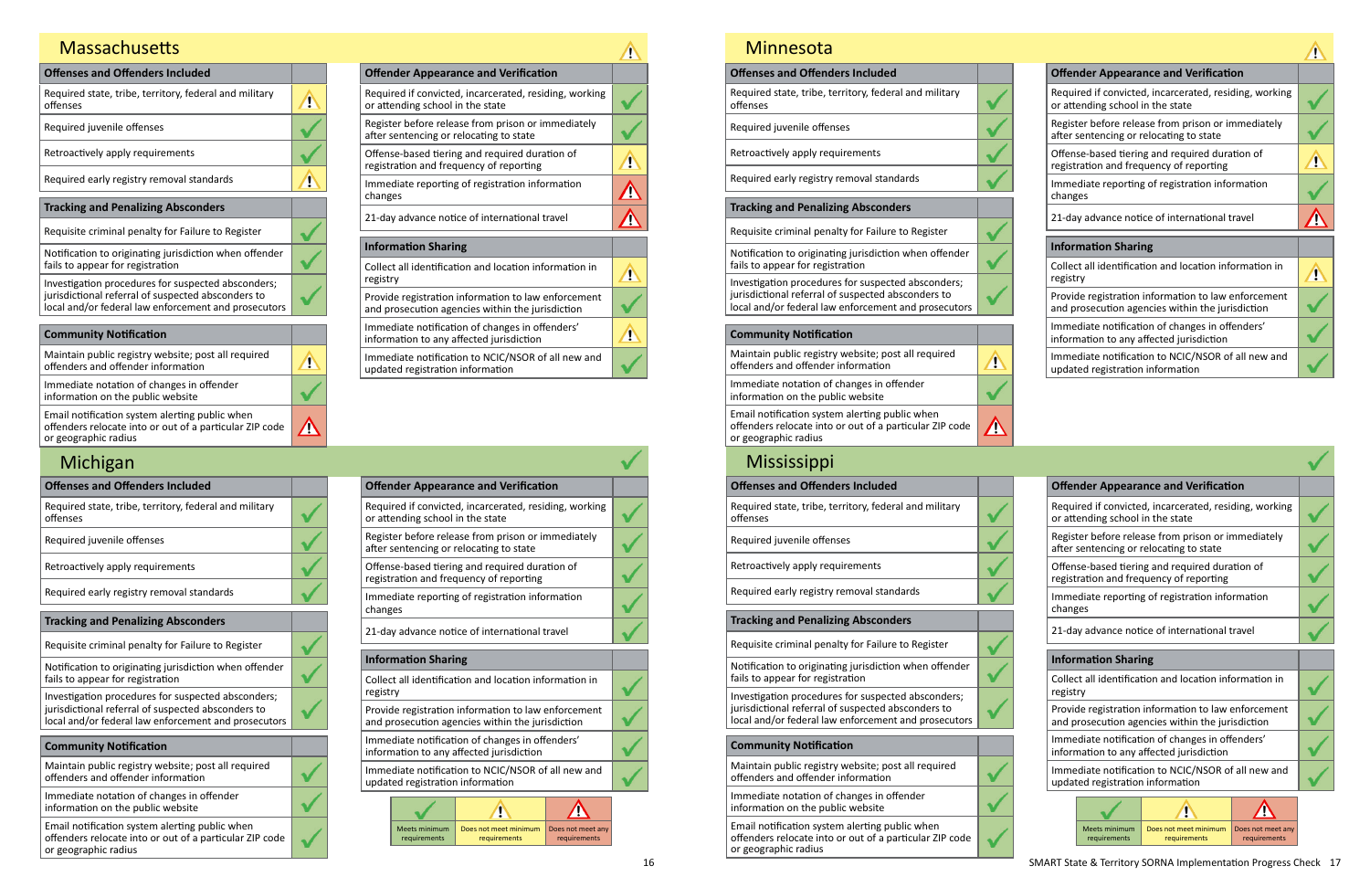## Massachusetts ⚠

| Offenses and Offenders Included | |
|---|---|
| Required state, tribe, territory, federal and military offenses | ⚠ |
| Required juvenile offenses | ✓ |
| Retroactively apply requirements | ✓ |
| Required early registry removal standards | ⚠ |

| Tracking and Penalizing Absconders | |
|---|---|
| Requisite criminal penalty for Failure to Register | ✓ |
| Notification to originating jurisdiction when offender fails to appear for registration | ✓ |
| Investigation procedures for suspected absconders; jurisdictional referral of suspected absconders to local and/or federal law enforcement and prosecutors | ✓ |

| Community Notification | |
|---|---|
| Maintain public registry website; post all required offenders and offender information | ⚠ |
| Immediate notation of changes in offender information on the public website | ✓ |
| Email notification system alerting public when offenders relocate into or out of a particular ZIP code or geographic radius | ⚠ (does not meet any) |

| Offender Appearance and Verification | |
|---|---|
| Required if convicted, incarcerated, residing, working or attending school in the state | ✓ |
| Register before release from prison or immediately after sentencing or relocating to state | ✓ |
| Offense-based tiering and required duration of registration and frequency of reporting | ⚠ |
| Immediate reporting of registration information changes | ⚠ (does not meet any) |
| 21-day advance notice of international travel | ⚠ (does not meet any) |

| Information Sharing | |
|---|---|
| Collect all identification and location information in registry | ⚠ |
| Provide registration information to law enforcement and prosecution agencies within the jurisdiction | ✓ |
| Immediate notification of changes in offenders' information to any affected jurisdiction | ⚠ |
| Immediate notification to NCIC/NSOR of all new and updated registration information | ✓ |

## Michigan ✓

| Offenses and Offenders Included | |
|---|---|
| Required state, tribe, territory, federal and military offenses | ✓ |
| Required juvenile offenses | ✓ |
| Retroactively apply requirements | ✓ |
| Required early registry removal standards | ✓ |

| Tracking and Penalizing Absconders | |
|---|---|
| Requisite criminal penalty for Failure to Register | ✓ |
| Notification to originating jurisdiction when offender fails to appear for registration | ✓ |
| Investigation procedures for suspected absconders; jurisdictional referral of suspected absconders to local and/or federal law enforcement and prosecutors | ✓ |

| Community Notification | |
|---|---|
| Maintain public registry website; post all required offenders and offender information | ✓ |
| Immediate notation of changes in offender information on the public website | ✓ |
| Email notification system alerting public when offenders relocate into or out of a particular ZIP code or geographic radius | ✓ |

| Offender Appearance and Verification | |
|---|---|
| Required if convicted, incarcerated, residing, working or attending school in the state | ✓ |
| Register before release from prison or immediately after sentencing or relocating to state | ✓ |
| Offense-based tiering and required duration of registration and frequency of reporting | ✓ |
| Immediate reporting of registration information changes | ✓ |
| 21-day advance notice of international travel | ✓ |

| Information Sharing | |
|---|---|
| Collect all identification and location information in registry | ✓ |
| Provide registration information to law enforcement and prosecution agencies within the jurisdiction | ✓ |
| Immediate notification of changes in offenders' information to any affected jurisdiction | ✓ |
| Immediate notification to NCIC/NSOR of all new and updated registration information | ✓ |

| ✓ | ⚠ | ⚠ |
|---|---|---|
| Meets minimum requirements | Does not meet minimum requirements | Does not meet any requirements |

## Minnesota ⚠

| Offenses and Offenders Included | |
|---|---|
| Required state, tribe, territory, federal and military offenses | ✓ |
| Required juvenile offenses | ✓ |
| Retroactively apply requirements | ✓ |
| Required early registry removal standards | ✓ |

| Tracking and Penalizing Absconders | |
|---|---|
| Requisite criminal penalty for Failure to Register | ✓ |
| Notification to originating jurisdiction when offender fails to appear for registration | ✓ |
| Investigation procedures for suspected absconders; jurisdictional referral of suspected absconders to local and/or federal law enforcement and prosecutors | ✓ |

| Community Notification | |
|---|---|
| Maintain public registry website; post all required offenders and offender information | ⚠ |
| Immediate notation of changes in offender information on the public website | ✓ |
| Email notification system alerting public when offenders relocate into or out of a particular ZIP code or geographic radius | ⚠ (does not meet any) |

| Offender Appearance and Verification | |
|---|---|
| Required if convicted, incarcerated, residing, working or attending school in the state | ✓ |
| Register before release from prison or immediately after sentencing or relocating to state | ✓ |
| Offense-based tiering and required duration of registration and frequency of reporting | ⚠ |
| Immediate reporting of registration information changes | ✓ |
| 21-day advance notice of international travel | ⚠ (does not meet any) |

| Information Sharing | |
|---|---|
| Collect all identification and location information in registry | ⚠ |
| Provide registration information to law enforcement and prosecution agencies within the jurisdiction | ✓ |
| Immediate notification of changes in offenders' information to any affected jurisdiction | ✓ |
| Immediate notification to NCIC/NSOR of all new and updated registration information | ✓ |

## Mississippi ✓

| Offenses and Offenders Included | |
|---|---|
| Required state, tribe, territory, federal and military offenses | ✓ |
| Required juvenile offenses | ✓ |
| Retroactively apply requirements | ✓ |
| Required early registry removal standards | ✓ |

| Tracking and Penalizing Absconders | |
|---|---|
| Requisite criminal penalty for Failure to Register | ✓ |
| Notification to originating jurisdiction when offender fails to appear for registration | ✓ |
| Investigation procedures for suspected absconders; jurisdictional referral of suspected absconders to local and/or federal law enforcement and prosecutors | ✓ |

| Community Notification | |
|---|---|
| Maintain public registry website; post all required offenders and offender information | ✓ |
| Immediate notation of changes in offender information on the public website | ✓ |
| Email notification system alerting public when offenders relocate into or out of a particular ZIP code or geographic radius | ✓ |

| Offender Appearance and Verification | |
|---|---|
| Required if convicted, incarcerated, residing, working or attending school in the state | ✓ |
| Register before release from prison or immediately after sentencing or relocating to state | ✓ |
| Offense-based tiering and required duration of registration and frequency of reporting | ✓ |
| Immediate reporting of registration information changes | ✓ |
| 21-day advance notice of international travel | ✓ |

| Information Sharing | |
|---|---|
| Collect all identification and location information in registry | ✓ |
| Provide registration information to law enforcement and prosecution agencies within the jurisdiction | ✓ |
| Immediate notification of changes in offenders' information to any affected jurisdiction | ✓ |
| Immediate notification to NCIC/NSOR of all new and updated registration information | ✓ |

| ✓ | ⚠ | ⚠ |
|---|---|---|
| Meets minimum requirements | Does not meet minimum requirements | Does not meet any requirements |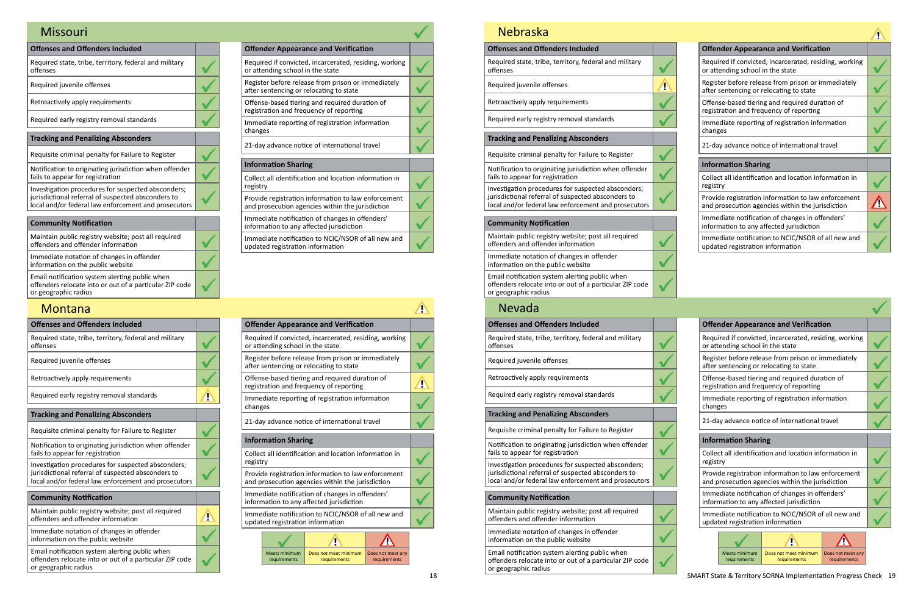## Missouri ✓

| Offenses and Offenders Included | |
|---|---|
| Required state, tribe, territory, federal and military offenses | ✓ |
| Required juvenile offenses | ✓ |
| Retroactively apply requirements | ✓ |
| Required early registry removal standards | ✓ |

| Tracking and Penalizing Absconders | |
|---|---|
| Requisite criminal penalty for Failure to Register | ✓ |
| Notification to originating jurisdiction when offender fails to appear for registration | ✓ |
| Investigation procedures for suspected absconders; jurisdictional referral of suspected absconders to local and/or federal law enforcement and prosecutors | ✓ |

| Community Notification | |
|---|---|
| Maintain public registry website; post all required offenders and offender information | ✓ |
| Immediate notation of changes in offender information on the public website | ✓ |
| Email notification system alerting public when offenders relocate into or out of a particular ZIP code or geographic radius | ✓ |

| Offender Appearance and Verification | |
|---|---|
| Required if convicted, incarcerated, residing, working or attending school in the state | ✓ |
| Register before release from prison or immediately after sentencing or relocating to state | ✓ |
| Offense-based tiering and required duration of registration and frequency of reporting | ✓ |
| Immediate reporting of registration information changes | ✓ |
| 21-day advance notice of international travel | ✓ |

| Information Sharing | |
|---|---|
| Collect all identification and location information in registry | ✓ |
| Provide registration information to law enforcement and prosecution agencies within the jurisdiction | ✓ |
| Immediate notification of changes in offenders' information to any affected jurisdiction | ✓ |
| Immediate notification to NCIC/NSOR of all new and updated registration information | ✓ |

## Montana ⚠

| Offenses and Offenders Included | |
|---|---|
| Required state, tribe, territory, federal and military offenses | ✓ |
| Required juvenile offenses | ✓ |
| Retroactively apply requirements | ✓ |
| Required early registry removal standards | ⚠ |

| Tracking and Penalizing Absconders | |
|---|---|
| Requisite criminal penalty for Failure to Register | ✓ |
| Notification to originating jurisdiction when offender fails to appear for registration | ✓ |
| Investigation procedures for suspected absconders; jurisdictional referral of suspected absconders to local and/or federal law enforcement and prosecutors | ✓ |

| Community Notification | |
|---|---|
| Maintain public registry website; post all required offenders and offender information | ⚠ |
| Immediate notation of changes in offender information on the public website | ✓ |
| Email notification system alerting public when offenders relocate into or out of a particular ZIP code or geographic radius | ✓ |

| Offender Appearance and Verification | |
|---|---|
| Required if convicted, incarcerated, residing, working or attending school in the state | ✓ |
| Register before release from prison or immediately after sentencing or relocating to state | ✓ |
| Offense-based tiering and required duration of registration and frequency of reporting | ⚠ |
| Immediate reporting of registration information changes | ✓ |
| 21-day advance notice of international travel | ✓ |

| Information Sharing | |
|---|---|
| Collect all identification and location information in registry | ✓ |
| Provide registration information to law enforcement and prosecution agencies within the jurisdiction | ✓ |
| Immediate notification of changes in offenders' information to any affected jurisdiction | ✓ |
| Immediate notification to NCIC/NSOR of all new and updated registration information | ✓ |

| ✓ | ⚠ | ⚠ (red) |
|---|---|---|
| Meets minimum requirements | Does not meet minimum requirements | Does not meet any requirements |

## Nebraska ⚠

| Offenses and Offenders Included | |
|---|---|
| Required state, tribe, territory, federal and military offenses | ✓ |
| Required juvenile offenses | ⚠ |
| Retroactively apply requirements | ✓ |
| Required early registry removal standards | ✓ |

| Tracking and Penalizing Absconders | |
|---|---|
| Requisite criminal penalty for Failure to Register | ✓ |
| Notification to originating jurisdiction when offender fails to appear for registration | ✓ |
| Investigation procedures for suspected absconders; jurisdictional referral of suspected absconders to local and/or federal law enforcement and prosecutors | ✓ |

| Community Notification | |
|---|---|
| Maintain public registry website; post all required offenders and offender information | ✓ |
| Immediate notation of changes in offender information on the public website | ✓ |
| Email notification system alerting public when offenders relocate into or out of a particular ZIP code or geographic radius | ✓ |

| Offender Appearance and Verification | |
|---|---|
| Required if convicted, incarcerated, residing, working or attending school in the state | ✓ |
| Register before release from prison or immediately after sentencing or relocating to state | ✓ |
| Offense-based tiering and required duration of registration and frequency of reporting | ✓ |
| Immediate reporting of registration information changes | ✓ |
| 21-day advance notice of international travel | ✓ |

| Information Sharing | |
|---|---|
| Collect all identification and location information in registry | ✓ |
| Provide registration information to law enforcement and prosecution agencies within the jurisdiction | ⚠ (red) |
| Immediate notification of changes in offenders' information to any affected jurisdiction | ✓ |
| Immediate notification to NCIC/NSOR of all new and updated registration information | ✓ |

## Nevada ✓

| Offenses and Offenders Included | |
|---|---|
| Required state, tribe, territory, federal and military offenses | ✓ |
| Required juvenile offenses | ✓ |
| Retroactively apply requirements | ✓ |
| Required early registry removal standards | ✓ |

| Tracking and Penalizing Absconders | |
|---|---|
| Requisite criminal penalty for Failure to Register | ✓ |
| Notification to originating jurisdiction when offender fails to appear for registration | ✓ |
| Investigation procedures for suspected absconders; jurisdictional referral of suspected absconders to local and/or federal law enforcement and prosecutors | ✓ |

| Community Notification | |
|---|---|
| Maintain public registry website; post all required offenders and offender information | ✓ |
| Immediate notation of changes in offender information on the public website | ✓ |
| Email notification system alerting public when offenders relocate into or out of a particular ZIP code or geographic radius | ✓ |

| Offender Appearance and Verification | |
|---|---|
| Required if convicted, incarcerated, residing, working or attending school in the state | ✓ |
| Register before release from prison or immediately after sentencing or relocating to state | ✓ |
| Offense-based tiering and required duration of registration and frequency of reporting | ✓ |
| Immediate reporting of registration information changes | ✓ |
| 21-day advance notice of international travel | ✓ |

| Information Sharing | |
|---|---|
| Collect all identification and location information in registry | ✓ |
| Provide registration information to law enforcement and prosecution agencies within the jurisdiction | ✓ |
| Immediate notification of changes in offenders' information to any affected jurisdiction | ✓ |
| Immediate notification to NCIC/NSOR of all new and updated registration information | ✓ |

| ✓ | ⚠ | ⚠ (red) |
|---|---|---|
| Meets minimum requirements | Does not meet minimum requirements | Does not meet any requirements |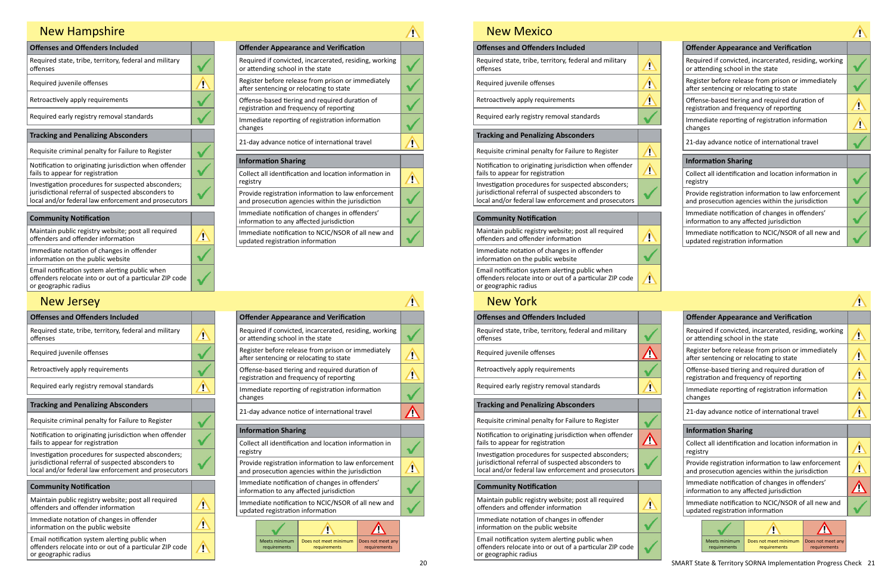## New Hampshire

| Offenses and Offenders Included | |
|---|---|
| Required state, tribe, territory, federal and military offenses | Meets minimum requirements |
| Required juvenile offenses | Does not meet minimum requirements |
| Retroactively apply requirements | Meets minimum requirements |
| Required early registry removal standards | Meets minimum requirements |

| Tracking and Penalizing Absconders | |
|---|---|
| Requisite criminal penalty for Failure to Register | Meets minimum requirements |
| Notification to originating jurisdiction when offender fails to appear for registration | Meets minimum requirements |
| Investigation procedures for suspected absconders; jurisdictional referral of suspected absconders to local and/or federal law enforcement and prosecutors | Meets minimum requirements |

| Community Notification | |
|---|---|
| Maintain public registry website; post all required offenders and offender information | Does not meet minimum requirements |
| Immediate notation of changes in offender information on the public website | Meets minimum requirements |
| Email notification system alerting public when offenders relocate into or out of a particular ZIP code or geographic radius | Meets minimum requirements |

| Offender Appearance and Verification | |
|---|---|
| Required if convicted, incarcerated, residing, working or attending school in the state | Meets minimum requirements |
| Register before release from prison or immediately after sentencing or relocating to state | Meets minimum requirements |
| Offense-based tiering and required duration of registration and frequency of reporting | Meets minimum requirements |
| Immediate reporting of registration information changes | Meets minimum requirements |
| 21-day advance notice of international travel | Does not meet minimum requirements |

| Information Sharing | |
|---|---|
| Collect all identification and location information in registry | Does not meet minimum requirements |
| Provide registration information to law enforcement and prosecution agencies within the jurisdiction | Meets minimum requirements |
| Immediate notification of changes in offenders' information to any affected jurisdiction | Meets minimum requirements |
| Immediate notification to NCIC/NSOR of all new and updated registration information | Meets minimum requirements |

## New Jersey

| Offenses and Offenders Included | |
|---|---|
| Required state, tribe, territory, federal and military offenses | Does not meet minimum requirements |
| Required juvenile offenses | Meets minimum requirements |
| Retroactively apply requirements | Meets minimum requirements |
| Required early registry removal standards | Does not meet minimum requirements |

| Tracking and Penalizing Absconders | |
|---|---|
| Requisite criminal penalty for Failure to Register | Meets minimum requirements |
| Notification to originating jurisdiction when offender fails to appear for registration | Meets minimum requirements |
| Investigation procedures for suspected absconders; jurisdictional referral of suspected absconders to local and/or federal law enforcement and prosecutors | Meets minimum requirements |

| Community Notification | |
|---|---|
| Maintain public registry website; post all required offenders and offender information | Does not meet minimum requirements |
| Immediate notation of changes in offender information on the public website | Does not meet minimum requirements |
| Email notification system alerting public when offenders relocate into or out of a particular ZIP code or geographic radius | Does not meet minimum requirements |

| Offender Appearance and Verification | |
|---|---|
| Required if convicted, incarcerated, residing, working or attending school in the state | Meets minimum requirements |
| Register before release from prison or immediately after sentencing or relocating to state | Does not meet minimum requirements |
| Offense-based tiering and required duration of registration and frequency of reporting | Does not meet minimum requirements |
| Immediate reporting of registration information changes | Meets minimum requirements |
| 21-day advance notice of international travel | Does not meet any requirements |

| Information Sharing | |
|---|---|
| Collect all identification and location information in registry | Meets minimum requirements |
| Provide registration information to law enforcement and prosecution agencies within the jurisdiction | Does not meet minimum requirements |
| Immediate notification of changes in offenders' information to any affected jurisdiction | Meets minimum requirements |
| Immediate notification to NCIC/NSOR of all new and updated registration information | Meets minimum requirements |

Legend: Meets minimum requirements | Does not meet minimum requirements | Does not meet any requirements

## New Mexico

| Offenses and Offenders Included | |
|---|---|
| Required state, tribe, territory, federal and military offenses | Does not meet minimum requirements |
| Required juvenile offenses | Does not meet minimum requirements |
| Retroactively apply requirements | Does not meet minimum requirements |
| Required early registry removal standards | Meets minimum requirements |

| Tracking and Penalizing Absconders | |
|---|---|
| Requisite criminal penalty for Failure to Register | Does not meet minimum requirements |
| Notification to originating jurisdiction when offender fails to appear for registration | Does not meet minimum requirements |
| Investigation procedures for suspected absconders; jurisdictional referral of suspected absconders to local and/or federal law enforcement and prosecutors | Meets minimum requirements |

| Community Notification | |
|---|---|
| Maintain public registry website; post all required offenders and offender information | Does not meet minimum requirements |
| Immediate notation of changes in offender information on the public website | Meets minimum requirements |
| Email notification system alerting public when offenders relocate into or out of a particular ZIP code or geographic radius | Does not meet minimum requirements |

| Offender Appearance and Verification | |
|---|---|
| Required if convicted, incarcerated, residing, working or attending school in the state | Meets minimum requirements |
| Register before release from prison or immediately after sentencing or relocating to state | Meets minimum requirements |
| Offense-based tiering and required duration of registration and frequency of reporting | Does not meet minimum requirements |
| Immediate reporting of registration information changes | Does not meet minimum requirements |
| 21-day advance notice of international travel | Meets minimum requirements |

| Information Sharing | |
|---|---|
| Collect all identification and location information in registry | Meets minimum requirements |
| Provide registration information to law enforcement and prosecution agencies within the jurisdiction | Meets minimum requirements |
| Immediate notification of changes in offenders' information to any affected jurisdiction | Meets minimum requirements |
| Immediate notification to NCIC/NSOR of all new and updated registration information | Meets minimum requirements |

## New York

| Offenses and Offenders Included | |
|---|---|
| Required state, tribe, territory, federal and military offenses | Meets minimum requirements |
| Required juvenile offenses | Does not meet any requirements |
| Retroactively apply requirements | Meets minimum requirements |
| Required early registry removal standards | Does not meet minimum requirements |

| Tracking and Penalizing Absconders | |
|---|---|
| Requisite criminal penalty for Failure to Register | Meets minimum requirements |
| Notification to originating jurisdiction when offender fails to appear for registration | Does not meet any requirements |
| Investigation procedures for suspected absconders; jurisdictional referral of suspected absconders to local and/or federal law enforcement and prosecutors | Meets minimum requirements |

| Community Notification | |
|---|---|
| Maintain public registry website; post all required offenders and offender information | Does not meet minimum requirements |
| Immediate notation of changes in offender information on the public website | Meets minimum requirements |
| Email notification system alerting public when offenders relocate into or out of a particular ZIP code or geographic radius | Meets minimum requirements |

| Offender Appearance and Verification | |
|---|---|
| Required if convicted, incarcerated, residing, working or attending school in the state | Does not meet minimum requirements |
| Register before release from prison or immediately after sentencing or relocating to state | Does not meet minimum requirements |
| Offense-based tiering and required duration of registration and frequency of reporting | Does not meet minimum requirements |
| Immediate reporting of registration information changes | Does not meet minimum requirements |
| 21-day advance notice of international travel | Does not meet minimum requirements |

| Information Sharing | |
|---|---|
| Collect all identification and location information in registry | Does not meet minimum requirements |
| Provide registration information to law enforcement and prosecution agencies within the jurisdiction | Does not meet minimum requirements |
| Immediate notification of changes in offenders' information to any affected jurisdiction | Does not meet any requirements |
| Immediate notification to NCIC/NSOR of all new and updated registration information | Meets minimum requirements |

Legend: Meets minimum requirements | Does not meet minimum requirements | Does not meet any requirements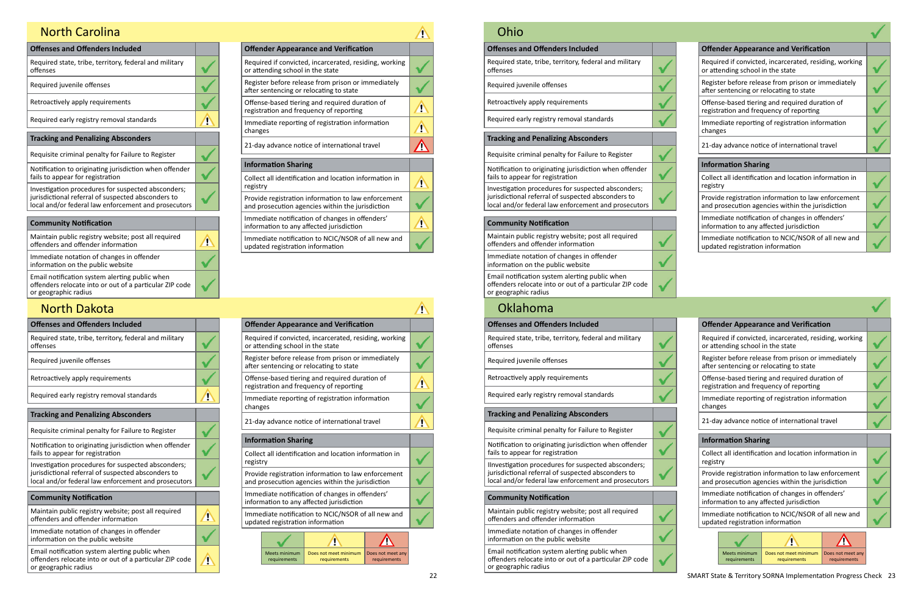## North Carolina

Overall status: Does not meet minimum requirements

| Offenses and Offenders Included | |
|---|---|
| Required state, tribe, territory, federal and military offenses | Meets minimum requirements |
| Required juvenile offenses | Meets minimum requirements |
| Retroactively apply requirements | Meets minimum requirements |
| Required early registry removal standards | Does not meet minimum requirements |

| Tracking and Penalizing Absconders | |
|---|---|
| Requisite criminal penalty for Failure to Register | Meets minimum requirements |
| Notification to originating jurisdiction when offender fails to appear for registration | Meets minimum requirements |
| Investigation procedures for suspected absconders; jurisdictional referral of suspected absconders to local and/or federal law enforcement and prosecutors | Meets minimum requirements |

| Community Notification | |
|---|---|
| Maintain public registry website; post all required offenders and offender information | Does not meet minimum requirements |
| Immediate notation of changes in offender information on the public website | Meets minimum requirements |
| Email notification system alerting public when offenders relocate into or out of a particular ZIP code or geographic radius | Meets minimum requirements |

| Offender Appearance and Verification | |
|---|---|
| Required if convicted, incarcerated, residing, working or attending school in the state | Meets minimum requirements |
| Register before release from prison or immediately after sentencing or relocating to state | Meets minimum requirements |
| Offense-based tiering and required duration of registration and frequency of reporting | Does not meet minimum requirements |
| Immediate reporting of registration information changes | Does not meet minimum requirements |
| 21-day advance notice of international travel | Does not meet any requirements |

| Information Sharing | |
|---|---|
| Collect all identification and location information in registry | Does not meet minimum requirements |
| Provide registration information to law enforcement and prosecution agencies within the jurisdiction | Meets minimum requirements |
| Immediate notification of changes in offenders' information to any affected jurisdiction | Does not meet minimum requirements |
| Immediate notification to NCIC/NSOR of all new and updated registration information | Meets minimum requirements |

## North Dakota

Overall status: Does not meet minimum requirements

| Offenses and Offenders Included | |
|---|---|
| Required state, tribe, territory, federal and military offenses | Meets minimum requirements |
| Required juvenile offenses | Meets minimum requirements |
| Retroactively apply requirements | Meets minimum requirements |
| Required early registry removal standards | Does not meet minimum requirements |

| Tracking and Penalizing Absconders | |
|---|---|
| Requisite criminal penalty for Failure to Register | Meets minimum requirements |
| Notification to originating jurisdiction when offender fails to appear for registration | Meets minimum requirements |
| Investigation procedures for suspected absconders; jurisdictional referral of suspected absconders to local and/or federal law enforcement and prosecutors | Meets minimum requirements |

| Community Notification | |
|---|---|
| Maintain public registry website; post all required offenders and offender information | Does not meet minimum requirements |
| Immediate notation of changes in offender information on the public website | Meets minimum requirements |
| Email notification system alerting public when offenders relocate into or out of a particular ZIP code or geographic radius | Does not meet minimum requirements |

| Offender Appearance and Verification | |
|---|---|
| Required if convicted, incarcerated, residing, working or attending school in the state | Meets minimum requirements |
| Register before release from prison or immediately after sentencing or relocating to state | Meets minimum requirements |
| Offense-based tiering and required duration of registration and frequency of reporting | Does not meet minimum requirements |
| Immediate reporting of registration information changes | Meets minimum requirements |
| 21-day advance notice of international travel | Does not meet minimum requirements |

| Information Sharing | |
|---|---|
| Collect all identification and location information in registry | Meets minimum requirements |
| Provide registration information to law enforcement and prosecution agencies within the jurisdiction | Meets minimum requirements |
| Immediate notification of changes in offenders' information to any affected jurisdiction | Meets minimum requirements |
| Immediate notification to NCIC/NSOR of all new and updated registration information | Meets minimum requirements |

| Meets minimum requirements | Does not meet minimum requirements | Does not meet any requirements |
|---|---|---|

## Ohio

Overall status: Meets minimum requirements

| Offenses and Offenders Included | |
|---|---|
| Required state, tribe, territory, federal and military offenses | Meets minimum requirements |
| Required juvenile offenses | Meets minimum requirements |
| Retroactively apply requirements | Meets minimum requirements |
| Required early registry removal standards | Meets minimum requirements |

| Tracking and Penalizing Absconders | |
|---|---|
| Requisite criminal penalty for Failure to Register | Meets minimum requirements |
| Notification to originating jurisdiction when offender fails to appear for registration | Meets minimum requirements |
| Investigation procedures for suspected absconders; jurisdictional referral of suspected absconders to local and/or federal law enforcement and prosecutors | Meets minimum requirements |

| Community Notification | |
|---|---|
| Maintain public registry website; post all required offenders and offender information | Meets minimum requirements |
| Immediate notation of changes in offender information on the public website | Meets minimum requirements |
| Email notification system alerting public when offenders relocate into or out of a particular ZIP code or geographic radius | Meets minimum requirements |

| Offender Appearance and Verification | |
|---|---|
| Required if convicted, incarcerated, residing, working or attending school in the state | Meets minimum requirements |
| Register before release from prison or immediately after sentencing or relocating to state | Meets minimum requirements |
| Offense-based tiering and required duration of registration and frequency of reporting | Meets minimum requirements |
| Immediate reporting of registration information changes | Meets minimum requirements |
| 21-day advance notice of international travel | Meets minimum requirements |

| Information Sharing | |
|---|---|
| Collect all identification and location information in registry | Meets minimum requirements |
| Provide registration information to law enforcement and prosecution agencies within the jurisdiction | Meets minimum requirements |
| Immediate notification of changes in offenders' information to any affected jurisdiction | Meets minimum requirements |
| Immediate notification to NCIC/NSOR of all new and updated registration information | Meets minimum requirements |

## Oklahoma

Overall status: Meets minimum requirements

| Offenses and Offenders Included | |
|---|---|
| Required state, tribe, territory, federal and military offenses | Meets minimum requirements |
| Required juvenile offenses | Meets minimum requirements |
| Retroactively apply requirements | Meets minimum requirements |
| Required early registry removal standards | Meets minimum requirements |

| Tracking and Penalizing Absconders | |
|---|---|
| Requisite criminal penalty for Failure to Register | Meets minimum requirements |
| Notification to originating jurisdiction when offender fails to appear for registration | Meets minimum requirements |
| IInvestigation procedures for suspected absconders; jurisdictional referral of suspected absconders to local and/or federal law enforcement and prosecutors | Meets minimum requirements |

| Community Notification | |
|---|---|
| Maintain public registry website; post all required offenders and offender information | Meets minimum requirements |
| Immediate notation of changes in offender information on the public website | Meets minimum requirements |
| Email notification system alerting public when offenders relocate into or out of a particular ZIP code or geographic radius | Meets minimum requirements |

| Offender Appearance and Verification | |
|---|---|
| Required if convicted, incarcerated, residing, working or attending school in the state | Meets minimum requirements |
| Register before release from prison or immediately after sentencing or relocating to state | Meets minimum requirements |
| Offense-based tiering and required duration of registration and frequency of reporting | Meets minimum requirements |
| Immediate reporting of registration information changes | Meets minimum requirements |
| 21-day advance notice of international travel | Meets minimum requirements |

| Information Sharing | |
|---|---|
| Collect all identification and location information in registry | Meets minimum requirements |
| Provide registration information to law enforcement and prosecution agencies within the jurisdiction | Meets minimum requirements |
| Immediate notification of changes in offenders' information to any affected jurisdiction | Meets minimum requirements |
| Immediate notification to NCIC/NSOR of all new and updated registration information | Meets minimum requirements |

| Meets minimum requirements | Does not meet minimum requirements | Does not meet any requirements |
|---|---|---|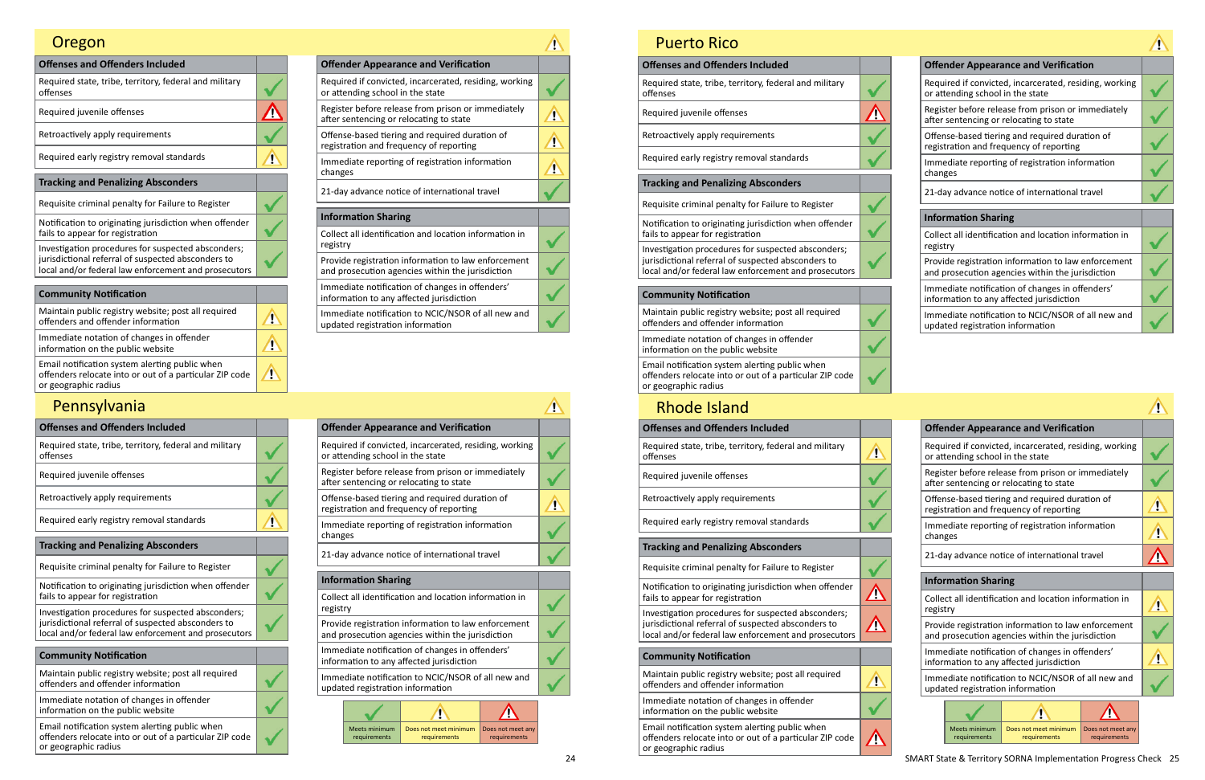## Oregon ⚠

| Offenses and Offenders Included | |
|---|---|
| Required state, tribe, territory, federal and military offenses | ✓ |
| Required juvenile offenses | ⚠ (red) |
| Retroactively apply requirements | ✓ |
| Required early registry removal standards | ⚠ |

| Tracking and Penalizing Absconders | |
|---|---|
| Requisite criminal penalty for Failure to Register | ✓ |
| Notification to originating jurisdiction when offender fails to appear for registration | ✓ |
| Investigation procedures for suspected absconders; jurisdictional referral of suspected absconders to local and/or federal law enforcement and prosecutors | ✓ |

| Community Notification | |
|---|---|
| Maintain public registry website; post all required offenders and offender information | ⚠ |
| Immediate notation of changes in offender information on the public website | ⚠ |
| Email notification system alerting public when offenders relocate into or out of a particular ZIP code or geographic radius | ⚠ |

| Offender Appearance and Verification | |
|---|---|
| Required if convicted, incarcerated, residing, working or attending school in the state | ✓ |
| Register before release from prison or immediately after sentencing or relocating to state | ⚠ |
| Offense-based tiering and required duration of registration and frequency of reporting | ⚠ |
| Immediate reporting of registration information changes | ⚠ |
| 21-day advance notice of international travel | ✓ |

| Information Sharing | |
|---|---|
| Collect all identification and location information in registry | ✓ |
| Provide registration information to law enforcement and prosecution agencies within the jurisdiction | ✓ |
| Immediate notification of changes in offenders' information to any affected jurisdiction | ✓ |
| Immediate notification to NCIC/NSOR of all new and updated registration information | ✓ |

## Pennsylvania ⚠

| Offenses and Offenders Included | |
|---|---|
| Required state, tribe, territory, federal and military offenses | ✓ |
| Required juvenile offenses | ✓ |
| Retroactively apply requirements | ✓ |
| Required early registry removal standards | ⚠ |

| Tracking and Penalizing Absconders | |
|---|---|
| Requisite criminal penalty for Failure to Register | ✓ |
| Notification to originating jurisdiction when offender fails to appear for registration | ✓ |
| Investigation procedures for suspected absconders; jurisdictional referral of suspected absconders to local and/or federal law enforcement and prosecutors | ✓ |

| Community Notification | |
|---|---|
| Maintain public registry website; post all required offenders and offender information | ✓ |
| Immediate notation of changes in offender information on the public website | ✓ |
| Email notification system alerting public when offenders relocate into or out of a particular ZIP code or geographic radius | ✓ |

| Offender Appearance and Verification | |
|---|---|
| Required if convicted, incarcerated, residing, working or attending school in the state | ✓ |
| Register before release from prison or immediately after sentencing or relocating to state | ✓ |
| Offense-based tiering and required duration of registration and frequency of reporting | ⚠ |
| Immediate reporting of registration information changes | ✓ |
| 21-day advance notice of international travel | ✓ |

| Information Sharing | |
|---|---|
| Collect all identification and location information in registry | ✓ |
| Provide registration information to law enforcement and prosecution agencies within the jurisdiction | ✓ |
| Immediate notification of changes in offenders' information to any affected jurisdiction | ✓ |
| Immediate notification to NCIC/NSOR of all new and updated registration information | ✓ |

| ✓ | ⚠ | ⚠ (red) |
|---|---|---|
| Meets minimum requirements | Does not meet minimum requirements | Does not meet any requirements |

## Puerto Rico ⚠

| Offenses and Offenders Included | |
|---|---|
| Required state, tribe, territory, federal and military offenses | ✓ |
| Required juvenile offenses | ⚠ (red) |
| Retroactively apply requirements | ✓ |
| Required early registry removal standards | ✓ |

| Tracking and Penalizing Absconders | |
|---|---|
| Requisite criminal penalty for Failure to Register | ✓ |
| Notification to originating jurisdiction when offender fails to appear for registration | ✓ |
| Investigation procedures for suspected absconders; jurisdictional referral of suspected absconders to local and/or federal law enforcement and prosecutors | ✓ |

| Community Notification | |
|---|---|
| Maintain public registry website; post all required offenders and offender information | ✓ |
| Immediate notation of changes in offender information on the public website | ✓ |
| Email notification system alerting public when offenders relocate into or out of a particular ZIP code or geographic radius | ✓ |

| Offender Appearance and Verification | |
|---|---|
| Required if convicted, incarcerated, residing, working or attending school in the state | ✓ |
| Register before release from prison or immediately after sentencing or relocating to state | ✓ |
| Offense-based tiering and required duration of registration and frequency of reporting | ✓ |
| Immediate reporting of registration information changes | ✓ |
| 21-day advance notice of international travel | ✓ |

| Information Sharing | |
|---|---|
| Collect all identification and location information in registry | ✓ |
| Provide registration information to law enforcement and prosecution agencies within the jurisdiction | ✓ |
| Immediate notification of changes in offenders' information to any affected jurisdiction | ✓ |
| Immediate notification to NCIC/NSOR of all new and updated registration information | ✓ |

## Rhode Island ⚠

| Offenses and Offenders Included | |
|---|---|
| Required state, tribe, territory, federal and military offenses | ⚠ |
| Required juvenile offenses | ✓ |
| Retroactively apply requirements | ✓ |
| Required early registry removal standards | ✓ |

| Tracking and Penalizing Absconders | |
|---|---|
| Requisite criminal penalty for Failure to Register | ✓ |
| Notification to originating jurisdiction when offender fails to appear for registration | ⚠ (red) |
| Investigation procedures for suspected absconders; jurisdictional referral of suspected absconders to local and/or federal law enforcement and prosecutors | ⚠ (red) |

| Community Notification | |
|---|---|
| Maintain public registry website; post all required offenders and offender information | ⚠ |
| Immediate notation of changes in offender information on the public website | ✓ |
| Email notification system alerting public when offenders relocate into or out of a particular ZIP code or geographic radius | ⚠ (red) |

| Offender Appearance and Verification | |
|---|---|
| Required if convicted, incarcerated, residing, working or attending school in the state | ✓ |
| Register before release from prison or immediately after sentencing or relocating to state | ✓ |
| Offense-based tiering and required duration of registration and frequency of reporting | ⚠ |
| Immediate reporting of registration information changes | ⚠ |
| 21-day advance notice of international travel | ⚠ (red) |

| Information Sharing | |
|---|---|
| Collect all identification and location information in registry | ⚠ |
| Provide registration information to law enforcement and prosecution agencies within the jurisdiction | ✓ |
| Immediate notification of changes in offenders' information to any affected jurisdiction | ⚠ |
| Immediate notification to NCIC/NSOR of all new and updated registration information | ✓ |

| ✓ | ⚠ | ⚠ (red) |
|---|---|---|
| Meets minimum requirements | Does not meet minimum requirements | Does not meet any requirements |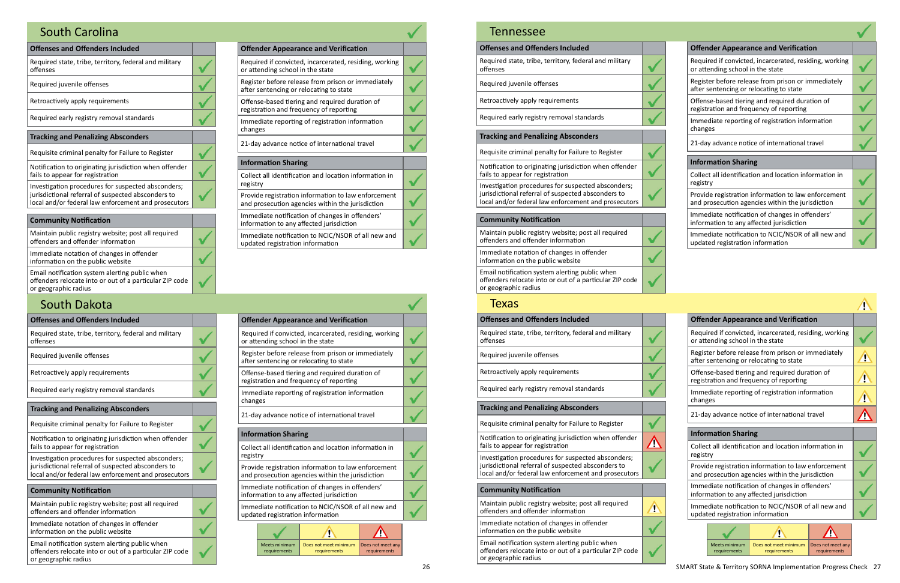## South Carolina ✓

| Offenses and Offenders Included | |
|---|---|
| Required state, tribe, territory, federal and military offenses | ✓ |
| Required juvenile offenses | ✓ |
| Retroactively apply requirements | ✓ |
| Required early registry removal standards | ✓ |

| Tracking and Penalizing Absconders | |
|---|---|
| Requisite criminal penalty for Failure to Register | ✓ |
| Notification to originating jurisdiction when offender fails to appear for registration | ✓ |
| Investigation procedures for suspected absconders; jurisdictional referral of suspected absconders to local and/or federal law enforcement and prosecutors | ✓ |

| Community Notification | |
|---|---|
| Maintain public registry website; post all required offenders and offender information | ✓ |
| Immediate notation of changes in offender information on the public website | ✓ |
| Email notification system alerting public when offenders relocate into or out of a particular ZIP code or geographic radius | ✓ |

| Offender Appearance and Verification | |
|---|---|
| Required if convicted, incarcerated, residing, working or attending school in the state | ✓ |
| Register before release from prison or immediately after sentencing or relocating to state | ✓ |
| Offense-based tiering and required duration of registration and frequency of reporting | ✓ |
| Immediate reporting of registration information changes | ✓ |
| 21-day advance notice of international travel | ✓ |

| Information Sharing | |
|---|---|
| Collect all identification and location information in registry | ✓ |
| Provide registration information to law enforcement and prosecution agencies within the jurisdiction | ✓ |
| Immediate notification of changes in offenders' information to any affected jurisdiction | ✓ |
| Immediate notification to NCIC/NSOR of all new and updated registration information | ✓ |

## South Dakota ✓

| Offenses and Offenders Included | |
|---|---|
| Required state, tribe, territory, federal and military offenses | ✓ |
| Required juvenile offenses | ✓ |
| Retroactively apply requirements | ✓ |
| Required early registry removal standards | ✓ |

| Tracking and Penalizing Absconders | |
|---|---|
| Requisite criminal penalty for Failure to Register | ✓ |
| Notification to originating jurisdiction when offender fails to appear for registration | ✓ |
| Investigation procedures for suspected absconders; jurisdictional referral of suspected absconders to local and/or federal law enforcement and prosecutors | ✓ |

| Community Notification | |
|---|---|
| Maintain public registry website; post all required offenders and offender information | ✓ |
| Immediate notation of changes in offender information on the public website | ✓ |
| Email notification system alerting public when offenders relocate into or out of a particular ZIP code or geographic radius | ✓ |

| Offender Appearance and Verification | |
|---|---|
| Required if convicted, incarcerated, residing, working or attending school in the state | ✓ |
| Register before release from prison or immediately after sentencing or relocating to state | ✓ |
| Offense-based tiering and required duration of registration and frequency of reporting | ✓ |
| Immediate reporting of registration information changes | ✓ |
| 21-day advance notice of international travel | ✓ |

| Information Sharing | |
|---|---|
| Collect all identification and location information in registry | ✓ |
| Provide registration information to law enforcement and prosecution agencies within the jurisdiction | ✓ |
| Immediate notification of changes in offenders' information to any affected jurisdiction | ✓ |
| Immediate notification to NCIC/NSOR of all new and updated registration information | ✓ |

| ✓ | ⚠ | ⚠ |
|---|---|---|
| Meets minimum requirements | Does not meet minimum requirements | Does not meet any requirements |

## Tennessee ✓

| Offenses and Offenders Included | |
|---|---|
| Required state, tribe, territory, federal and military offenses | ✓ |
| Required juvenile offenses | ✓ |
| Retroactively apply requirements | ✓ |
| Required early registry removal standards | ✓ |

| Tracking and Penalizing Absconders | |
|---|---|
| Requisite criminal penalty for Failure to Register | ✓ |
| Notification to originating jurisdiction when offender fails to appear for registration | ✓ |
| Investigation procedures for suspected absconders; jurisdictional referral of suspected absconders to local and/or federal law enforcement and prosecutors | ✓ |

| Community Notification | |
|---|---|
| Maintain public registry website; post all required offenders and offender information | ✓ |
| Immediate notation of changes in offender information on the public website | ✓ |
| Email notification system alerting public when offenders relocate into or out of a particular ZIP code or geographic radius | ✓ |

| Offender Appearance and Verification | |
|---|---|
| Required if convicted, incarcerated, residing, working or attending school in the state | ✓ |
| Register before release from prison or immediately after sentencing or relocating to state | ✓ |
| Offense-based tiering and required duration of registration and frequency of reporting | ✓ |
| Immediate reporting of registration information changes | ✓ |
| 21-day advance notice of international travel | ✓ |

| Information Sharing | |
|---|---|
| Collect all identification and location information in registry | ✓ |
| Provide registration information to law enforcement and prosecution agencies within the jurisdiction | ✓ |
| Immediate notification of changes in offenders' information to any affected jurisdiction | ✓ |
| Immediate notification to NCIC/NSOR of all new and updated registration information | ✓ |

## Texas ⚠

| Offenses and Offenders Included | |
|---|---|
| Required state, tribe, territory, federal and military offenses | ✓ |
| Required juvenile offenses | ✓ |
| Retroactively apply requirements | ✓ |
| Required early registry removal standards | ✓ |

| Tracking and Penalizing Absconders | |
|---|---|
| Requisite criminal penalty for Failure to Register | ✓ |
| Notification to originating jurisdiction when offender fails to appear for registration | ⚠ (Does not meet any requirements) |
| Investigation procedures for suspected absconders; jurisdictional referral of suspected absconders to local and/or federal law enforcement and prosecutors | ✓ |

| Community Notification | |
|---|---|
| Maintain public registry website; post all required offenders and offender information | ⚠ (Does not meet minimum requirements) |
| Immediate notation of changes in offender information on the public website | ✓ |
| Email notification system alerting public when offenders relocate into or out of a particular ZIP code or geographic radius | ✓ |

| Offender Appearance and Verification | |
|---|---|
| Required if convicted, incarcerated, residing, working or attending school in the state | ✓ |
| Register before release from prison or immediately after sentencing or relocating to state | ⚠ (Does not meet minimum requirements) |
| Offense-based tiering and required duration of registration and frequency of reporting | ⚠ (Does not meet minimum requirements) |
| Immediate reporting of registration information changes | ⚠ (Does not meet minimum requirements) |
| 21-day advance notice of international travel | ⚠ (Does not meet any requirements) |

| Information Sharing | |
|---|---|
| Collect all identification and location information in registry | ✓ |
| Provide registration information to law enforcement and prosecution agencies within the jurisdiction | ✓ |
| Immediate notification of changes in offenders' information to any affected jurisdiction | ✓ |
| Immediate notification to NCIC/NSOR of all new and updated registration information | ✓ |

| ✓ | ⚠ | ⚠ |
|---|---|---|
| Meets minimum requirements | Does not meet minimum requirements | Does not meet any requirements |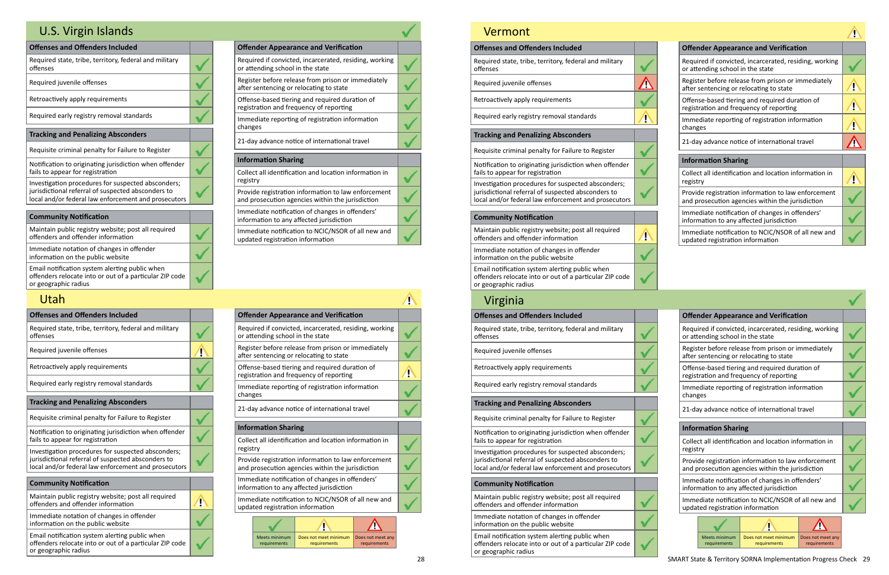## U.S. Virgin Islands

Overall status: Meets minimum requirements

| Offenses and Offenders Included | |
|---|---|
| Required state, tribe, territory, federal and military offenses | Meets minimum requirements |
| Required juvenile offenses | Meets minimum requirements |
| Retroactively apply requirements | Meets minimum requirements |
| Required early registry removal standards | Meets minimum requirements |

| Tracking and Penalizing Absconders | |
|---|---|
| Requisite criminal penalty for Failure to Register | Meets minimum requirements |
| Notification to originating jurisdiction when offender fails to appear for registration | Meets minimum requirements |
| Investigation procedures for suspected absconders; jurisdictional referral of suspected absconders to local and/or federal law enforcement and prosecutors | Meets minimum requirements |

| Community Notification | |
|---|---|
| Maintain public registry website; post all required offenders and offender information | Meets minimum requirements |
| Immediate notation of changes in offender information on the public website | Meets minimum requirements |
| Email notification system alerting public when offenders relocate into or out of a particular ZIP code or geographic radius | Meets minimum requirements |

| Offender Appearance and Verification | |
|---|---|
| Required if convicted, incarcerated, residing, working or attending school in the state | Meets minimum requirements |
| Register before release from prison or immediately after sentencing or relocating to state | Meets minimum requirements |
| Offense-based tiering and required duration of registration and frequency of reporting | Meets minimum requirements |
| Immediate reporting of registration information changes | Meets minimum requirements |
| 21-day advance notice of international travel | Meets minimum requirements |

| Information Sharing | |
|---|---|
| Collect all identification and location information in registry | Meets minimum requirements |
| Provide registration information to law enforcement and prosecution agencies within the jurisdiction | Meets minimum requirements |
| Immediate notification of changes in offenders' information to any affected jurisdiction | Meets minimum requirements |
| Immediate notification to NCIC/NSOR of all new and updated registration information | Meets minimum requirements |

## Utah

Overall status: Does not meet minimum requirements

| Offenses and Offenders Included | |
|---|---|
| Required state, tribe, territory, federal and military offenses | Meets minimum requirements |
| Required juvenile offenses | Does not meet minimum requirements |
| Retroactively apply requirements | Meets minimum requirements |
| Required early registry removal standards | Meets minimum requirements |

| Tracking and Penalizing Absconders | |
|---|---|
| Requisite criminal penalty for Failure to Register | Meets minimum requirements |
| Notification to originating jurisdiction when offender fails to appear for registration | Meets minimum requirements |
| Investigation procedures for suspected absconders; jurisdictional referral of suspected absconders to local and/or federal law enforcement and prosecutors | Meets minimum requirements |

| Community Notification | |
|---|---|
| Maintain public registry website; post all required offenders and offender information | Does not meet minimum requirements |
| Immediate notation of changes in offender information on the public website | Meets minimum requirements |
| Email notification system alerting public when offenders relocate into or out of a particular ZIP code or geographic radius | Meets minimum requirements |

| Offender Appearance and Verification | |
|---|---|
| Required if convicted, incarcerated, residing, working or attending school in the state | Meets minimum requirements |
| Register before release from prison or immediately after sentencing or relocating to state | Meets minimum requirements |
| Offense-based tiering and required duration of registration and frequency of reporting | Does not meet minimum requirements |
| Immediate reporting of registration information changes | Meets minimum requirements |
| 21-day advance notice of international travel | Meets minimum requirements |

| Information Sharing | |
|---|---|
| Collect all identification and location information in registry | Meets minimum requirements |
| Provide registration information to law enforcement and prosecution agencies within the jurisdiction | Meets minimum requirements |
| Immediate notification of changes in offenders' information to any affected jurisdiction | Meets minimum requirements |
| Immediate notification to NCIC/NSOR of all new and updated registration information | Meets minimum requirements |

| Meets minimum requirements | Does not meet minimum requirements | Does not meet any requirements |
|---|---|---|

## Vermont

Overall status: Does not meet minimum requirements

| Offenses and Offenders Included | |
|---|---|
| Required state, tribe, territory, federal and military offenses | Meets minimum requirements |
| Required juvenile offenses | Does not meet any requirements |
| Retroactively apply requirements | Meets minimum requirements |
| Required early registry removal standards | Does not meet minimum requirements |

| Tracking and Penalizing Absconders | |
|---|---|
| Requisite criminal penalty for Failure to Register | Meets minimum requirements |
| Notification to originating jurisdiction when offender fails to appear for registration | Meets minimum requirements |
| Investigation procedures for suspected absconders; jurisdictional referral of suspected absconders to local and/or federal law enforcement and prosecutors | Meets minimum requirements |

| Community Notification | |
|---|---|
| Maintain public registry website; post all required offenders and offender information | Does not meet minimum requirements |
| Immediate notation of changes in offender information on the public website | Meets minimum requirements |
| Email notification system alerting public when offenders relocate into or out of a particular ZIP code or geographic radius | Meets minimum requirements |

| Offender Appearance and Verification | |
|---|---|
| Required if convicted, incarcerated, residing, working or attending school in the state | Meets minimum requirements |
| Register before release from prison or immediately after sentencing or relocating to state | Does not meet minimum requirements |
| Offense-based tiering and required duration of registration and frequency of reporting | Does not meet minimum requirements |
| Immediate reporting of registration information changes | Does not meet minimum requirements |
| 21-day advance notice of international travel | Does not meet any requirements |

| Information Sharing | |
|---|---|
| Collect all identification and location information in registry | Does not meet minimum requirements |
| Provide registration information to law enforcement and prosecution agencies within the jurisdiction | Meets minimum requirements |
| Immediate notification of changes in offenders' information to any affected jurisdiction | Meets minimum requirements |
| Immediate notification to NCIC/NSOR of all new and updated registration information | Meets minimum requirements |

## Virginia

Overall status: Meets minimum requirements

| Offenses and Offenders Included | |
|---|---|
| Required state, tribe, territory, federal and military offenses | Meets minimum requirements |
| Required juvenile offenses | Meets minimum requirements |
| Retroactively apply requirements | Meets minimum requirements |
| Required early registry removal standards | Meets minimum requirements |

| Tracking and Penalizing Absconders | |
|---|---|
| Requisite criminal penalty for Failure to Register | Meets minimum requirements |
| Notification to originating jurisdiction when offender fails to appear for registration | Meets minimum requirements |
| Investigation procedures for suspected absconders; jurisdictional referral of suspected absconders to local and/or federal law enforcement and prosecutors | Meets minimum requirements |

| Community Notification | |
|---|---|
| Maintain public registry website; post all required offenders and offender information | Meets minimum requirements |
| Immediate notation of changes in offender information on the public website | Meets minimum requirements |
| Email notification system alerting public when offenders relocate into or out of a particular ZIP code or geographic radius | Meets minimum requirements |

| Offender Appearance and Verification | |
|---|---|
| Required if convicted, incarcerated, residing, working or attending school in the state | Meets minimum requirements |
| Register before release from prison or immediately after sentencing or relocating to state | Meets minimum requirements |
| Offense-based tiering and required duration of registration and frequency of reporting | Meets minimum requirements |
| Immediate reporting of registration information changes | Meets minimum requirements |
| 21-day advance notice of international travel | Meets minimum requirements |

| Information Sharing | |
|---|---|
| Collect all identification and location information in registry | Meets minimum requirements |
| Provide registration information to law enforcement and prosecution agencies within the jurisdiction | Meets minimum requirements |
| Immediate notification of changes in offenders' information to any affected jurisdiction | Meets minimum requirements |
| Immediate notification to NCIC/NSOR of all new and updated registration information | Meets minimum requirements |

| Meets minimum requirements | Does not meet minimum requirements | Does not meet any requirements |
|---|---|---|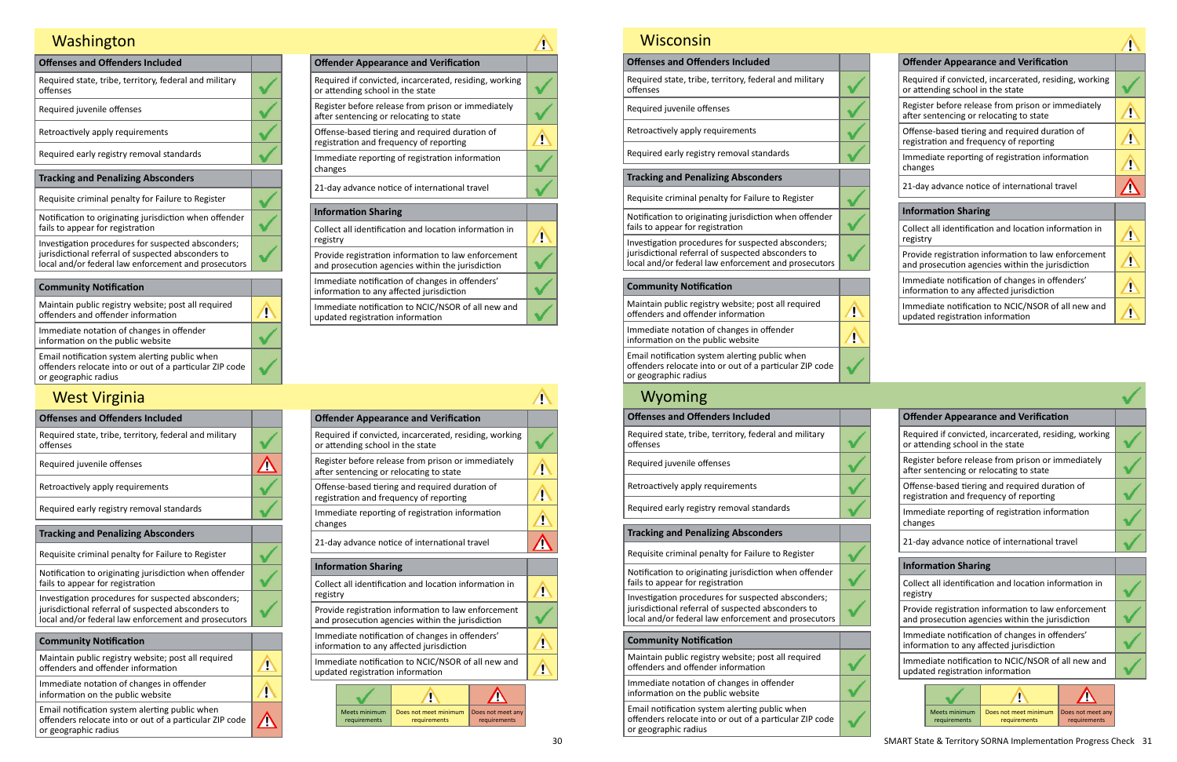## Washington

Overall status: Does not meet minimum requirements

| Offenses and Offenders Included | |
|---|---|
| Required state, tribe, territory, federal and military offenses | Meets minimum requirements |
| Required juvenile offenses | Meets minimum requirements |
| Retroactively apply requirements | Meets minimum requirements |
| Required early registry removal standards | Meets minimum requirements |

| Tracking and Penalizing Absconders | |
|---|---|
| Requisite criminal penalty for Failure to Register | Meets minimum requirements |
| Notification to originating jurisdiction when offender fails to appear for registration | Meets minimum requirements |
| Investigation procedures for suspected absconders; jurisdictional referral of suspected absconders to local and/or federal law enforcement and prosecutors | Meets minimum requirements |

| Community Notification | |
|---|---|
| Maintain public registry website; post all required offenders and offender information | Does not meet minimum requirements |
| Immediate notation of changes in offender information on the public website | Meets minimum requirements |
| Email notification system alerting public when offenders relocate into or out of a particular ZIP code or geographic radius | Meets minimum requirements |

| Offender Appearance and Verification | |
|---|---|
| Required if convicted, incarcerated, residing, working or attending school in the state | Meets minimum requirements |
| Register before release from prison or immediately after sentencing or relocating to state | Meets minimum requirements |
| Offense-based tiering and required duration of registration and frequency of reporting | Does not meet minimum requirements |
| Immediate reporting of registration information changes | Meets minimum requirements |
| 21-day advance notice of international travel | Meets minimum requirements |

| Information Sharing | |
|---|---|
| Collect all identification and location information in registry | Does not meet minimum requirements |
| Provide registration information to law enforcement and prosecution agencies within the jurisdiction | Meets minimum requirements |
| Immediate notification of changes in offenders' information to any affected jurisdiction | Meets minimum requirements |
| Immediate notification to NCIC/NSOR of all new and updated registration information | Meets minimum requirements |

## West Virginia

Overall status: Does not meet minimum requirements

| Offenses and Offenders Included | |
|---|---|
| Required state, tribe, territory, federal and military offenses | Meets minimum requirements |
| Required juvenile offenses | Does not meet any requirements |
| Retroactively apply requirements | Meets minimum requirements |
| Required early registry removal standards | Meets minimum requirements |

| Tracking and Penalizing Absconders | |
|---|---|
| Requisite criminal penalty for Failure to Register | Meets minimum requirements |
| Notification to originating jurisdiction when offender fails to appear for registration | Meets minimum requirements |
| Investigation procedures for suspected absconders; jurisdictional referral of suspected absconders to local and/or federal law enforcement and prosecutors | Meets minimum requirements |

| Community Notification | |
|---|---|
| Maintain public registry website; post all required offenders and offender information | Does not meet minimum requirements |
| Immediate notation of changes in offender information on the public website | Does not meet minimum requirements |
| Email notification system alerting public when offenders relocate into or out of a particular ZIP code or geographic radius | Does not meet any requirements |

| Offender Appearance and Verification | |
|---|---|
| Required if convicted, incarcerated, residing, working or attending school in the state | Meets minimum requirements |
| Register before release from prison or immediately after sentencing or relocating to state | Does not meet minimum requirements |
| Offense-based tiering and required duration of registration and frequency of reporting | Does not meet minimum requirements |
| Immediate reporting of registration information changes | Does not meet minimum requirements |
| 21-day advance notice of international travel | Does not meet any requirements |

| Information Sharing | |
|---|---|
| Collect all identification and location information in registry | Does not meet minimum requirements |
| Provide registration information to law enforcement and prosecution agencies within the jurisdiction | Meets minimum requirements |
| Immediate notification of changes in offenders' information to any affected jurisdiction | Does not meet minimum requirements |
| Immediate notification to NCIC/NSOR of all new and updated registration information | Does not meet minimum requirements |

## Wisconsin

Overall status: Does not meet minimum requirements

| Offenses and Offenders Included | |
|---|---|
| Required state, tribe, territory, federal and military offenses | Meets minimum requirements |
| Required juvenile offenses | Meets minimum requirements |
| Retroactively apply requirements | Meets minimum requirements |
| Required early registry removal standards | Meets minimum requirements |

| Tracking and Penalizing Absconders | |
|---|---|
| Requisite criminal penalty for Failure to Register | Meets minimum requirements |
| Notification to originating jurisdiction when offender fails to appear for registration | Meets minimum requirements |
| Investigation procedures for suspected absconders; jurisdictional referral of suspected absconders to local and/or federal law enforcement and prosecutors | Meets minimum requirements |

| Community Notification | |
|---|---|
| Maintain public registry website; post all required offenders and offender information | Does not meet minimum requirements |
| Immediate notation of changes in offender information on the public website | Does not meet minimum requirements |
| Email notification system alerting public when offenders relocate into or out of a particular ZIP code or geographic radius | Meets minimum requirements |

| Offender Appearance and Verification | |
|---|---|
| Required if convicted, incarcerated, residing, working or attending school in the state | Meets minimum requirements |
| Register before release from prison or immediately after sentencing or relocating to state | Does not meet minimum requirements |
| Offense-based tiering and required duration of registration and frequency of reporting | Does not meet minimum requirements |
| Immediate reporting of registration information changes | Does not meet minimum requirements |
| 21-day advance notice of international travel | Does not meet any requirements |

| Information Sharing | |
|---|---|
| Collect all identification and location information in registry | Does not meet minimum requirements |
| Provide registration information to law enforcement and prosecution agencies within the jurisdiction | Does not meet minimum requirements |
| Immediate notification of changes in offenders' information to any affected jurisdiction | Does not meet minimum requirements |
| Immediate notification to NCIC/NSOR of all new and updated registration information | Does not meet minimum requirements |

## Wyoming

Overall status: Meets minimum requirements

| Offenses and Offenders Included | |
|---|---|
| Required state, tribe, territory, federal and military offenses | Meets minimum requirements |
| Required juvenile offenses | Meets minimum requirements |
| Retroactively apply requirements | Meets minimum requirements |
| Required early registry removal standards | Meets minimum requirements |

| Tracking and Penalizing Absconders | |
|---|---|
| Requisite criminal penalty for Failure to Register | Meets minimum requirements |
| Notification to originating jurisdiction when offender fails to appear for registration | Meets minimum requirements |
| Investigation procedures for suspected absconders; jurisdictional referral of suspected absconders to local and/or federal law enforcement and prosecutors | Meets minimum requirements |

| Community Notification | |
|---|---|
| Maintain public registry website; post all required offenders and offender information | Meets minimum requirements |
| Immediate notation of changes in offender information on the public website | Meets minimum requirements |
| Email notification system alerting public when offenders relocate into or out of a particular ZIP code or geographic radius | Meets minimum requirements |

| Offender Appearance and Verification | |
|---|---|
| Required if convicted, incarcerated, residing, working or attending school in the state | Meets minimum requirements |
| Register before release from prison or immediately after sentencing or relocating to state | Meets minimum requirements |
| Offense-based tiering and required duration of registration and frequency of reporting | Meets minimum requirements |
| Immediate reporting of registration information changes | Meets minimum requirements |
| 21-day advance notice of international travel | Meets minimum requirements |

| Information Sharing | |
|---|---|
| Collect all identification and location information in registry | Meets minimum requirements |
| Provide registration information to law enforcement and prosecution agencies within the jurisdiction | Meets minimum requirements |
| Immediate notification of changes in offenders' information to any affected jurisdiction | Meets minimum requirements |
| Immediate notification to NCIC/NSOR of all new and updated registration information | Meets minimum requirements |

| | | |
|---|---|---|
| Meets minimum requirements | Does not meet minimum requirements | Does not meet any requirements |